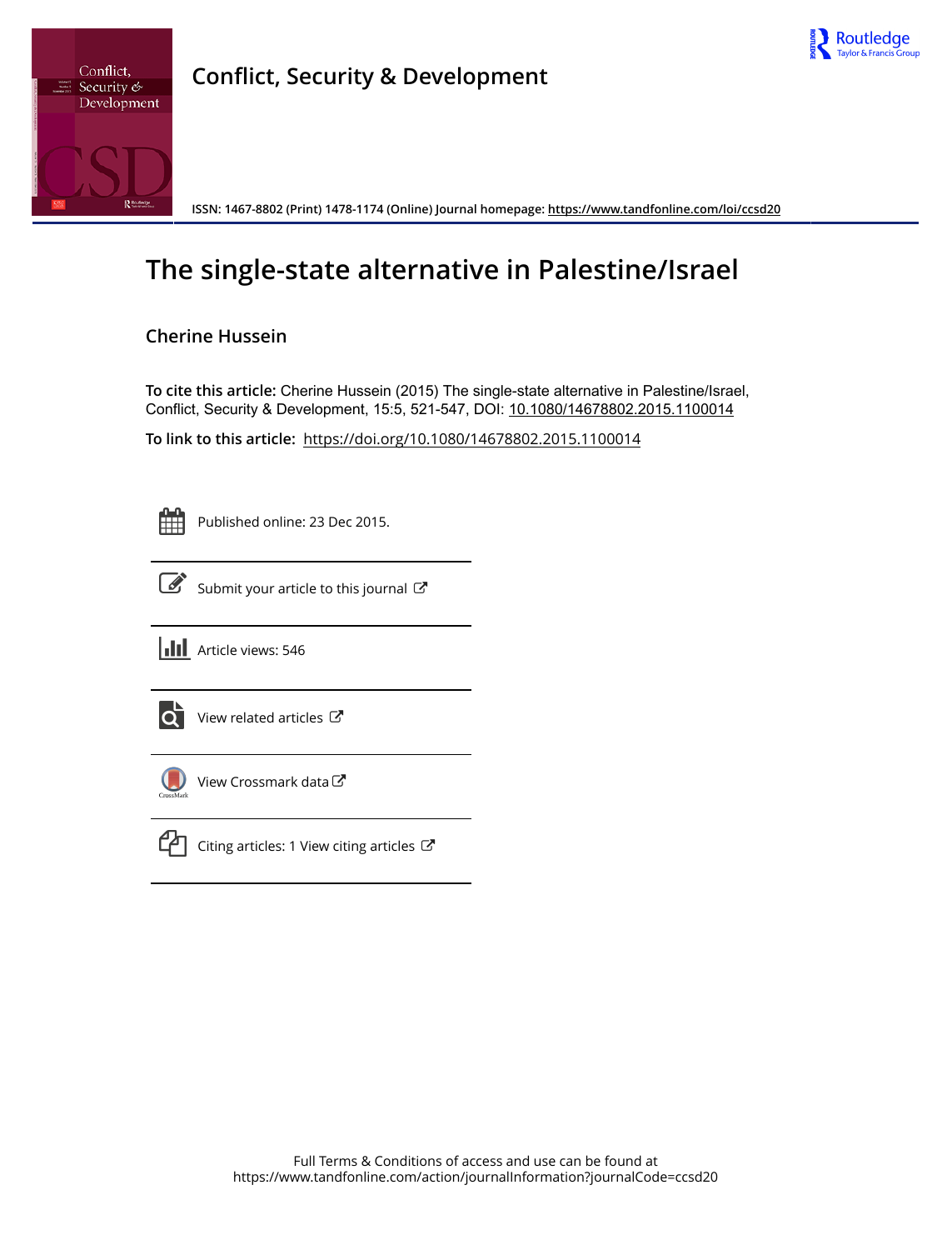# Conflict, Security & Development

ISSN: 1467-8802 (Print) 1478-1174 (Online) Journal homepage: https://www.tandfonline.com/loi/ccsd20

# The single-state alternative in Palestine/Israel

**Cherine Hussein**

**To cite this article:** Cherine Hussein (2015) The single-state alternative in Palestine/Israel, Conflict, Security & Development, 15:5, 521-547, DOI: 10.1080/14678802.2015.1100014

**To link to this article:** https://doi.org/10.1080/14678802.2015.1100014

Published online: 23 Dec 2015.

Submit your article to this journal

Article views: 546

View related articles

View Crossmark data

Citing articles: 1 View citing articles

Full Terms & Conditions of access and use can be found at
https://www.tandfonline.com/action/journalInformation?journalCode=ccsd20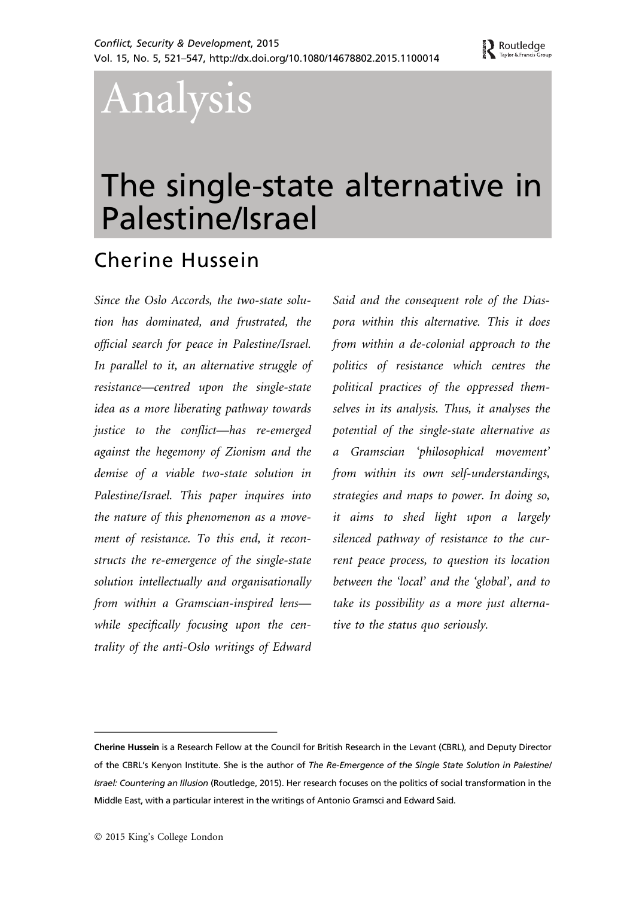# Analysis

# The single-state alternative in Palestine/Israel

## Cherine Hussein

*Since the Oslo Accords, the two-state solution has dominated, and frustrated, the official search for peace in Palestine/Israel. In parallel to it, an alternative struggle of resistance—centred upon the single-state idea as a more liberating pathway towards justice to the conflict—has re-emerged against the hegemony of Zionism and the demise of a viable two-state solution in Palestine/Israel. This paper inquires into the nature of this phenomenon as a movement of resistance. To this end, it reconstructs the re-emergence of the single-state solution intellectually and organisationally from within a Gramscian-inspired lens—while specifically focusing upon the centrality of the anti-Oslo writings of Edward Said and the consequent role of the Diaspora within this alternative. This it does from within a de-colonial approach to the politics of resistance which centres the political practices of the oppressed themselves in its analysis. Thus, it analyses the potential of the single-state alternative as a Gramscian 'philosophical movement' from within its own self-understandings, strategies and maps to power. In doing so, it aims to shed light upon a largely silenced pathway of resistance to the current peace process, to question its location between the 'local' and the 'global', and to take its possibility as a more just alternative to the status quo seriously.*

---

**Cherine Hussein** is a Research Fellow at the Council for British Research in the Levant (CBRL), and Deputy Director of the CBRL's Kenyon Institute. She is the author of *The Re-Emergence of the Single State Solution in Palestine/Israel: Countering an Illusion* (Routledge, 2015). Her research focuses on the politics of social transformation in the Middle East, with a particular interest in the writings of Antonio Gramsci and Edward Said.

© 2015 King's College London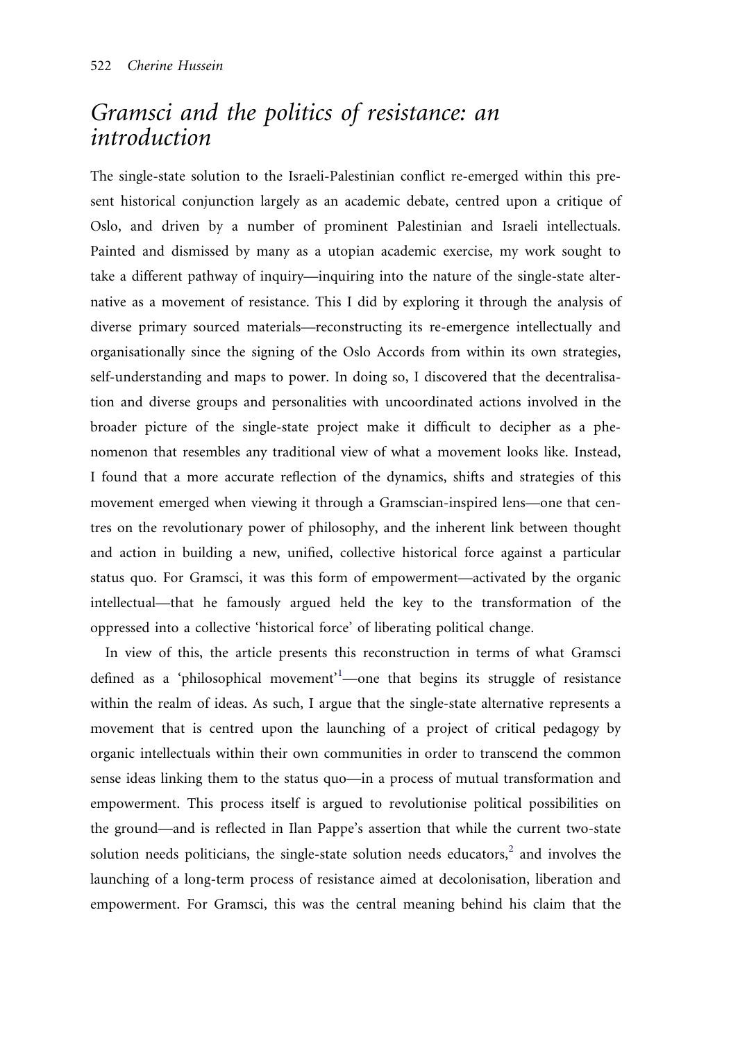## *Gramsci and the politics of resistance: an introduction*

The single-state solution to the Israeli-Palestinian conflict re-emerged within this present historical conjunction largely as an academic debate, centred upon a critique of Oslo, and driven by a number of prominent Palestinian and Israeli intellectuals. Painted and dismissed by many as a utopian academic exercise, my work sought to take a different pathway of inquiry—inquiring into the nature of the single-state alternative as a movement of resistance. This I did by exploring it through the analysis of diverse primary sourced materials—reconstructing its re-emergence intellectually and organisationally since the signing of the Oslo Accords from within its own strategies, self-understanding and maps to power. In doing so, I discovered that the decentralisation and diverse groups and personalities with uncoordinated actions involved in the broader picture of the single-state project make it difficult to decipher as a phenomenon that resembles any traditional view of what a movement looks like. Instead, I found that a more accurate reflection of the dynamics, shifts and strategies of this movement emerged when viewing it through a Gramscian-inspired lens—one that centres on the revolutionary power of philosophy, and the inherent link between thought and action in building a new, unified, collective historical force against a particular status quo. For Gramsci, it was this form of empowerment—activated by the organic intellectual—that he famously argued held the key to the transformation of the oppressed into a collective 'historical force' of liberating political change.

In view of this, the article presents this reconstruction in terms of what Gramsci defined as a 'philosophical movement'[1]—one that begins its struggle of resistance within the realm of ideas. As such, I argue that the single-state alternative represents a movement that is centred upon the launching of a project of critical pedagogy by organic intellectuals within their own communities in order to transcend the common sense ideas linking them to the status quo—in a process of mutual transformation and empowerment. This process itself is argued to revolutionise political possibilities on the ground—and is reflected in Ilan Pappe's assertion that while the current two-state solution needs politicians, the single-state solution needs educators,[2] and involves the launching of a long-term process of resistance aimed at decolonisation, liberation and empowerment. For Gramsci, this was the central meaning behind his claim that the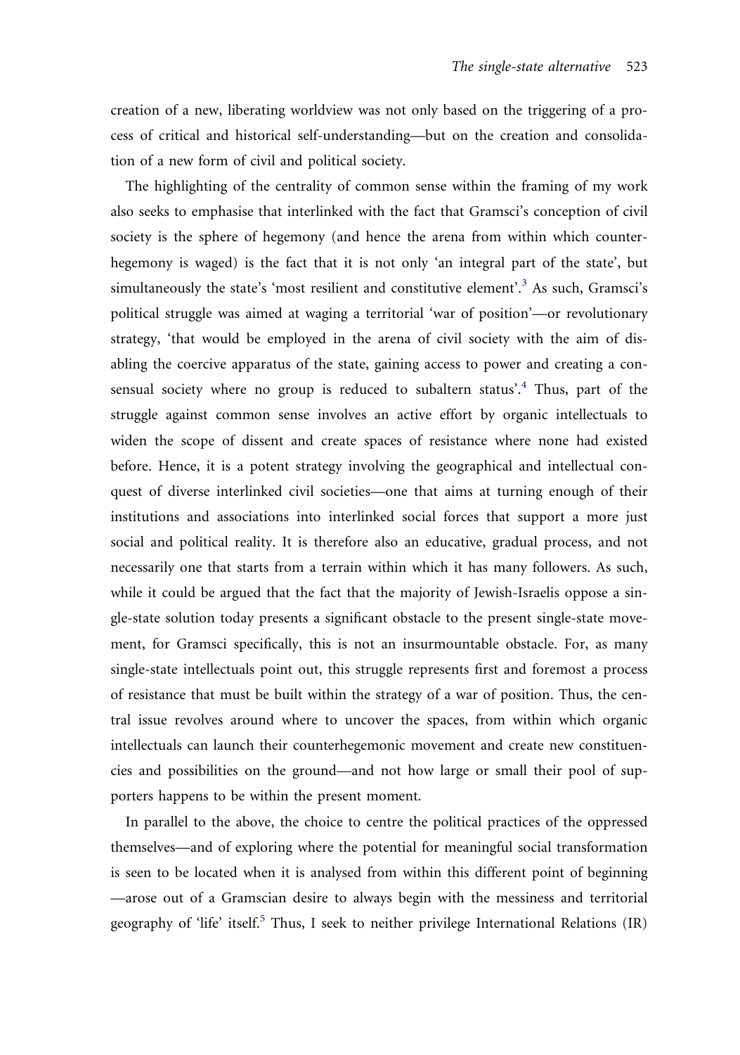creation of a new, liberating worldview was not only based on the triggering of a process of critical and historical self-understanding—but on the creation and consolidation of a new form of civil and political society.

The highlighting of the centrality of common sense within the framing of my work also seeks to emphasise that interlinked with the fact that Gramsci's conception of civil society is the sphere of hegemony (and hence the arena from within which counterhegemony is waged) is the fact that it is not only 'an integral part of the state', but simultaneously the state's 'most resilient and constitutive element'.[3] As such, Gramsci's political struggle was aimed at waging a territorial 'war of position'—or revolutionary strategy, 'that would be employed in the arena of civil society with the aim of disabling the coercive apparatus of the state, gaining access to power and creating a consensual society where no group is reduced to subaltern status'.[4] Thus, part of the struggle against common sense involves an active effort by organic intellectuals to widen the scope of dissent and create spaces of resistance where none had existed before. Hence, it is a potent strategy involving the geographical and intellectual conquest of diverse interlinked civil societies—one that aims at turning enough of their institutions and associations into interlinked social forces that support a more just social and political reality. It is therefore also an educative, gradual process, and not necessarily one that starts from a terrain within which it has many followers. As such, while it could be argued that the fact that the majority of Jewish-Israelis oppose a single-state solution today presents a significant obstacle to the present single-state movement, for Gramsci specifically, this is not an insurmountable obstacle. For, as many single-state intellectuals point out, this struggle represents first and foremost a process of resistance that must be built within the strategy of a war of position. Thus, the central issue revolves around where to uncover the spaces, from within which organic intellectuals can launch their counterhegemonic movement and create new constituencies and possibilities on the ground—and not how large or small their pool of supporters happens to be within the present moment.

In parallel to the above, the choice to centre the political practices of the oppressed themselves—and of exploring where the potential for meaningful social transformation is seen to be located when it is analysed from within this different point of beginning—arose out of a Gramscian desire to always begin with the messiness and territorial geography of 'life' itself.[5] Thus, I seek to neither privilege International Relations (IR)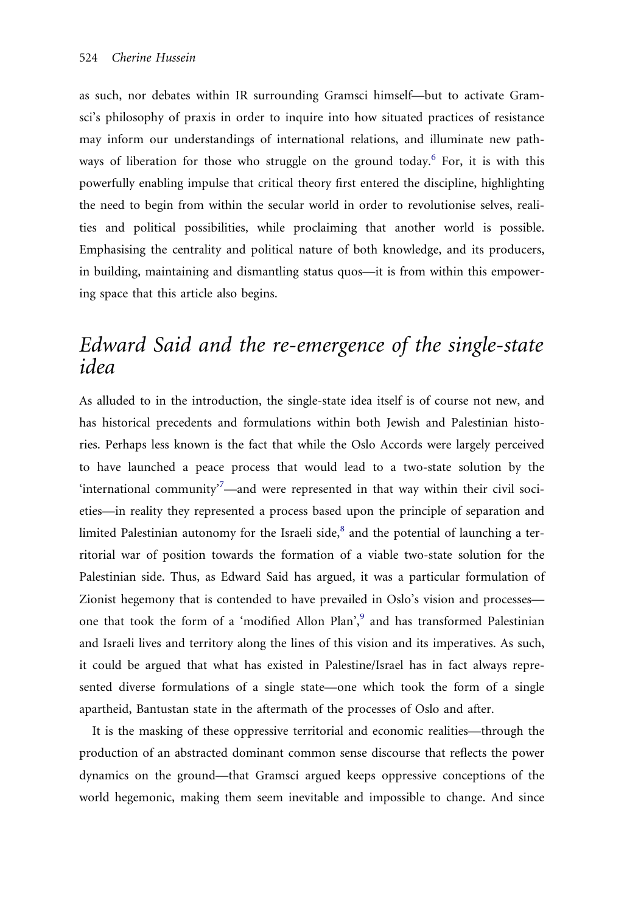as such, nor debates within IR surrounding Gramsci himself—but to activate Gramsci's philosophy of praxis in order to inquire into how situated practices of resistance may inform our understandings of international relations, and illuminate new pathways of liberation for those who struggle on the ground today.[6] For, it is with this powerfully enabling impulse that critical theory first entered the discipline, highlighting the need to begin from within the secular world in order to revolutionise selves, realities and political possibilities, while proclaiming that another world is possible. Emphasising the centrality and political nature of both knowledge, and its producers, in building, maintaining and dismantling status quos—it is from within this empowering space that this article also begins.

## *Edward Said and the re-emergence of the single-state idea*

As alluded to in the introduction, the single-state idea itself is of course not new, and has historical precedents and formulations within both Jewish and Palestinian histories. Perhaps less known is the fact that while the Oslo Accords were largely perceived to have launched a peace process that would lead to a two-state solution by the 'international community'[7]—and were represented in that way within their civil societies—in reality they represented a process based upon the principle of separation and limited Palestinian autonomy for the Israeli side,[8] and the potential of launching a territorial war of position towards the formation of a viable two-state solution for the Palestinian side. Thus, as Edward Said has argued, it was a particular formulation of Zionist hegemony that is contended to have prevailed in Oslo's vision and processes—one that took the form of a 'modified Allon Plan',[9] and has transformed Palestinian and Israeli lives and territory along the lines of this vision and its imperatives. As such, it could be argued that what has existed in Palestine/Israel has in fact always represented diverse formulations of a single state—one which took the form of a single apartheid, Bantustan state in the aftermath of the processes of Oslo and after.

It is the masking of these oppressive territorial and economic realities—through the production of an abstracted dominant common sense discourse that reflects the power dynamics on the ground—that Gramsci argued keeps oppressive conceptions of the world hegemonic, making them seem inevitable and impossible to change. And since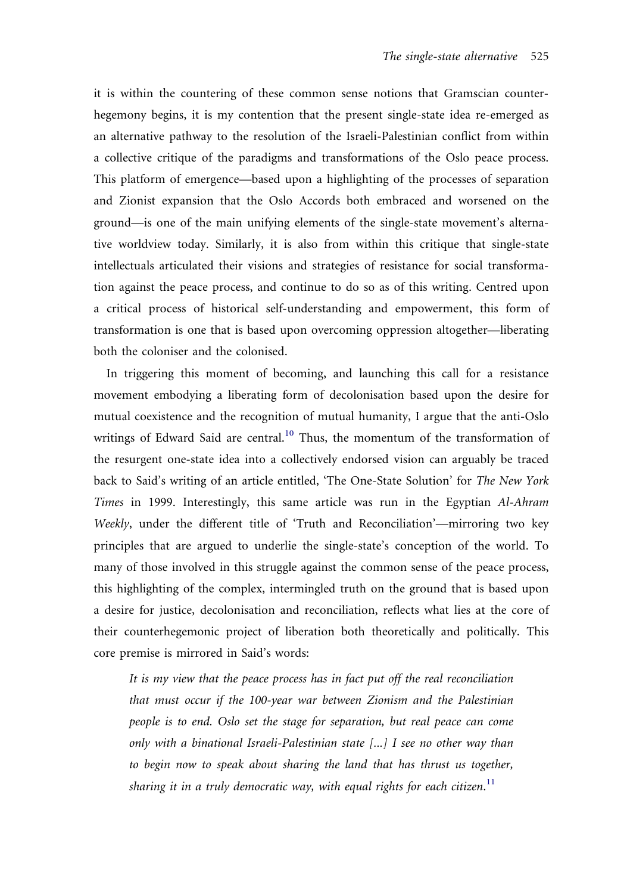it is within the countering of these common sense notions that Gramscian counter-hegemony begins, it is my contention that the present single-state idea re-emerged as an alternative pathway to the resolution of the Israeli-Palestinian conflict from within a collective critique of the paradigms and transformations of the Oslo peace process. This platform of emergence—based upon a highlighting of the processes of separation and Zionist expansion that the Oslo Accords both embraced and worsened on the ground—is one of the main unifying elements of the single-state movement's alternative worldview today. Similarly, it is also from within this critique that single-state intellectuals articulated their visions and strategies of resistance for social transformation against the peace process, and continue to do so as of this writing. Centred upon a critical process of historical self-understanding and empowerment, this form of transformation is one that is based upon overcoming oppression altogether—liberating both the coloniser and the colonised.

In triggering this moment of becoming, and launching this call for a resistance movement embodying a liberating form of decolonisation based upon the desire for mutual coexistence and the recognition of mutual humanity, I argue that the anti-Oslo writings of Edward Said are central.[10] Thus, the momentum of the transformation of the resurgent one-state idea into a collectively endorsed vision can arguably be traced back to Said's writing of an article entitled, 'The One-State Solution' for *The New York Times* in 1999. Interestingly, this same article was run in the Egyptian *Al-Ahram Weekly*, under the different title of 'Truth and Reconciliation'—mirroring two key principles that are argued to underlie the single-state's conception of the world. To many of those involved in this struggle against the common sense of the peace process, this highlighting of the complex, intermingled truth on the ground that is based upon a desire for justice, decolonisation and reconciliation, reflects what lies at the core of their counterhegemonic project of liberation both theoretically and politically. This core premise is mirrored in Said's words:

> *It is my view that the peace process has in fact put off the real reconciliation that must occur if the 100-year war between Zionism and the Palestinian people is to end. Oslo set the stage for separation, but real peace can come only with a binational Israeli-Palestinian state [...] I see no other way than to begin now to speak about sharing the land that has thrust us together, sharing it in a truly democratic way, with equal rights for each citizen.*[11]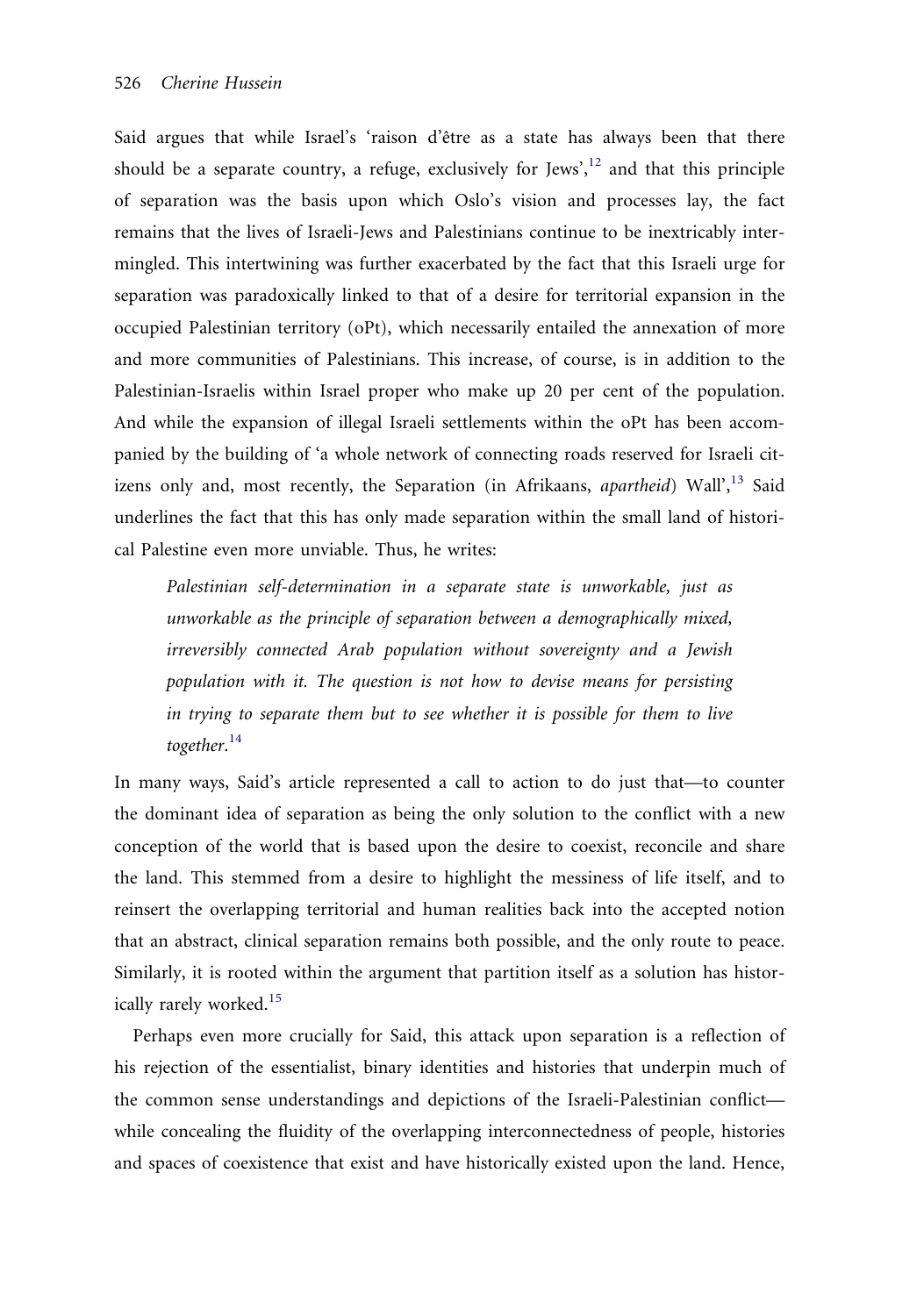Said argues that while Israel's 'raison d'être as a state has always been that there should be a separate country, a refuge, exclusively for Jews',[12] and that this principle of separation was the basis upon which Oslo's vision and processes lay, the fact remains that the lives of Israeli-Jews and Palestinians continue to be inextricably intermingled. This intertwining was further exacerbated by the fact that this Israeli urge for separation was paradoxically linked to that of a desire for territorial expansion in the occupied Palestinian territory (oPt), which necessarily entailed the annexation of more and more communities of Palestinians. This increase, of course, is in addition to the Palestinian-Israelis within Israel proper who make up 20 per cent of the population. And while the expansion of illegal Israeli settlements within the oPt has been accompanied by the building of 'a whole network of connecting roads reserved for Israeli citizens only and, most recently, the Separation (in Afrikaans, *apartheid*) Wall',[13] Said underlines the fact that this has only made separation within the small land of historical Palestine even more unviable. Thus, he writes:

> *Palestinian self-determination in a separate state is unworkable, just as unworkable as the principle of separation between a demographically mixed, irreversibly connected Arab population without sovereignty and a Jewish population with it. The question is not how to devise means for persisting in trying to separate them but to see whether it is possible for them to live together.*[14]

In many ways, Said's article represented a call to action to do just that—to counter the dominant idea of separation as being the only solution to the conflict with a new conception of the world that is based upon the desire to coexist, reconcile and share the land. This stemmed from a desire to highlight the messiness of life itself, and to reinsert the overlapping territorial and human realities back into the accepted notion that an abstract, clinical separation remains both possible, and the only route to peace. Similarly, it is rooted within the argument that partition itself as a solution has historically rarely worked.[15]

Perhaps even more crucially for Said, this attack upon separation is a reflection of his rejection of the essentialist, binary identities and histories that underpin much of the common sense understandings and depictions of the Israeli-Palestinian conflict—while concealing the fluidity of the overlapping interconnectedness of people, histories and spaces of coexistence that exist and have historically existed upon the land. Hence,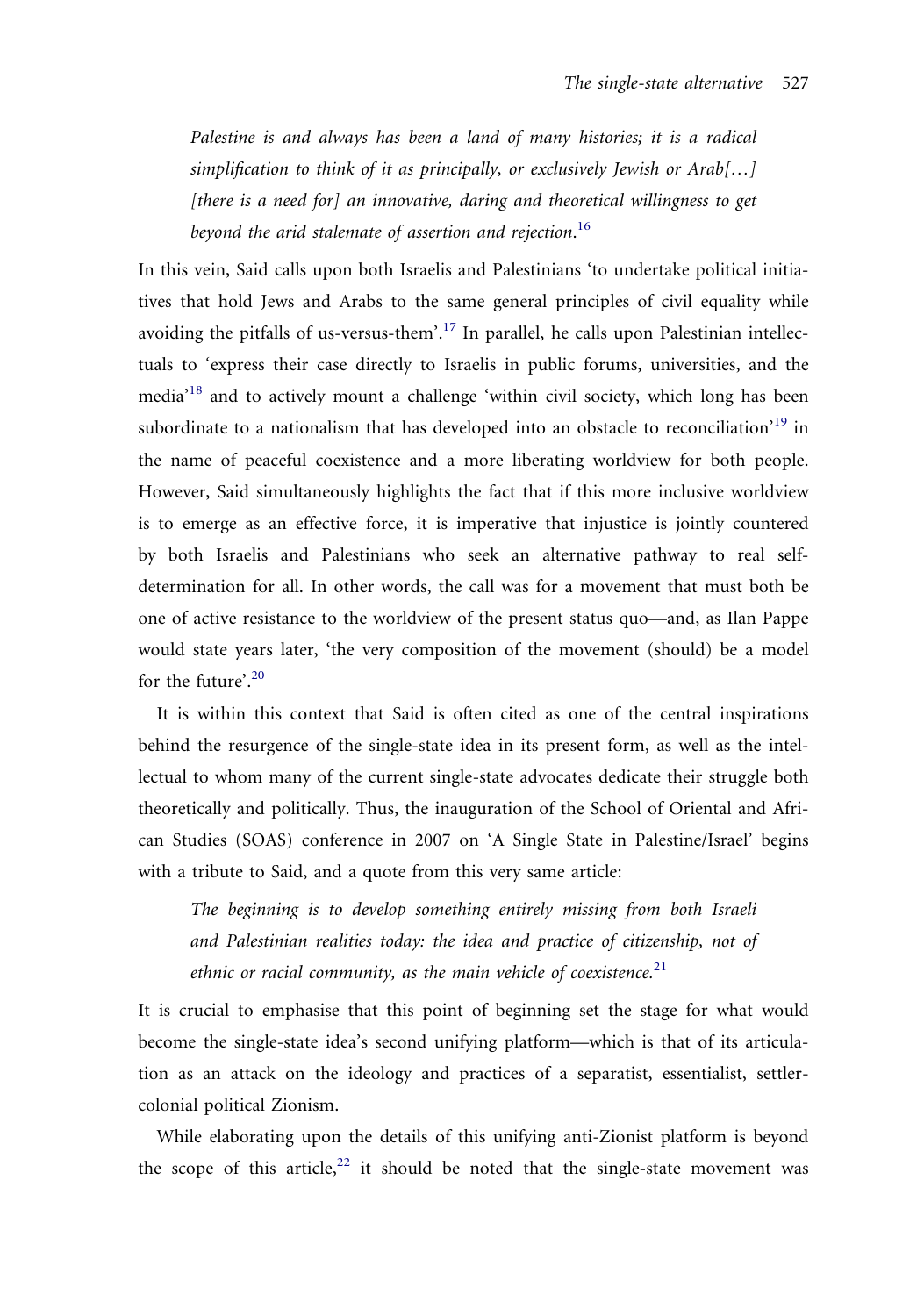*Palestine is and always has been a land of many histories; it is a radical simplification to think of it as principally, or exclusively Jewish or Arab[…] [there is a need for] an innovative, daring and theoretical willingness to get beyond the arid stalemate of assertion and rejection.*[16]

In this vein, Said calls upon both Israelis and Palestinians 'to undertake political initiatives that hold Jews and Arabs to the same general principles of civil equality while avoiding the pitfalls of us-versus-them'.[17] In parallel, he calls upon Palestinian intellectuals to 'express their case directly to Israelis in public forums, universities, and the media'[18] and to actively mount a challenge 'within civil society, which long has been subordinate to a nationalism that has developed into an obstacle to reconciliation'[19] in the name of peaceful coexistence and a more liberating worldview for both people. However, Said simultaneously highlights the fact that if this more inclusive worldview is to emerge as an effective force, it is imperative that injustice is jointly countered by both Israelis and Palestinians who seek an alternative pathway to real self-determination for all. In other words, the call was for a movement that must both be one of active resistance to the worldview of the present status quo—and, as Ilan Pappe would state years later, 'the very composition of the movement (should) be a model for the future'.[20]

It is within this context that Said is often cited as one of the central inspirations behind the resurgence of the single-state idea in its present form, as well as the intellectual to whom many of the current single-state advocates dedicate their struggle both theoretically and politically. Thus, the inauguration of the School of Oriental and African Studies (SOAS) conference in 2007 on 'A Single State in Palestine/Israel' begins with a tribute to Said, and a quote from this very same article:

*The beginning is to develop something entirely missing from both Israeli and Palestinian realities today: the idea and practice of citizenship, not of ethnic or racial community, as the main vehicle of coexistence.*[21]

It is crucial to emphasise that this point of beginning set the stage for what would become the single-state idea's second unifying platform—which is that of its articulation as an attack on the ideology and practices of a separatist, essentialist, settler-colonial political Zionism.

While elaborating upon the details of this unifying anti-Zionist platform is beyond the scope of this article,[22] it should be noted that the single-state movement was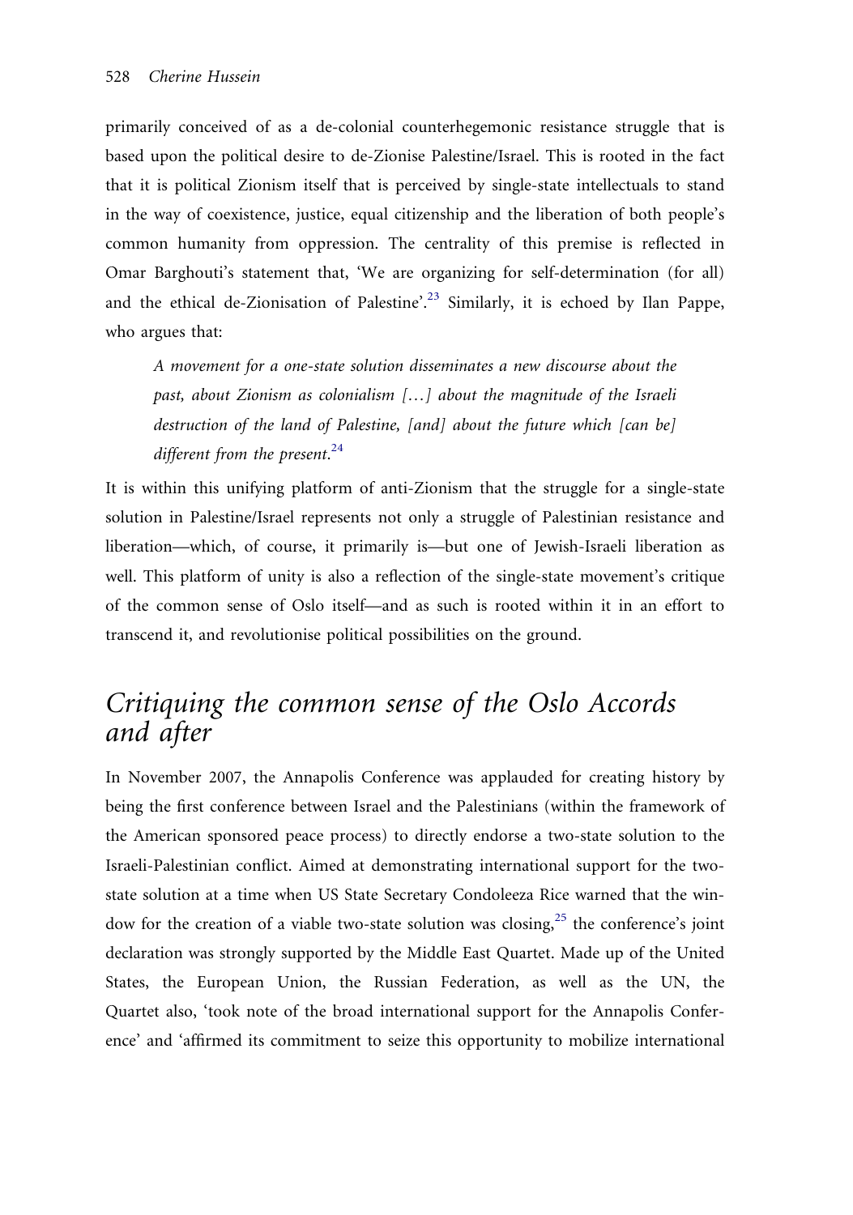primarily conceived of as a de-colonial counterhegemonic resistance struggle that is based upon the political desire to de-Zionise Palestine/Israel. This is rooted in the fact that it is political Zionism itself that is perceived by single-state intellectuals to stand in the way of coexistence, justice, equal citizenship and the liberation of both people's common humanity from oppression. The centrality of this premise is reflected in Omar Barghouti's statement that, 'We are organizing for self-determination (for all) and the ethical de-Zionisation of Palestine'.[23] Similarly, it is echoed by Ilan Pappe, who argues that:

> *A movement for a one-state solution disseminates a new discourse about the past, about Zionism as colonialism […] about the magnitude of the Israeli destruction of the land of Palestine, [and] about the future which [can be] different from the present*.[24]

It is within this unifying platform of anti-Zionism that the struggle for a single-state solution in Palestine/Israel represents not only a struggle of Palestinian resistance and liberation—which, of course, it primarily is—but one of Jewish-Israeli liberation as well. This platform of unity is also a reflection of the single-state movement's critique of the common sense of Oslo itself—and as such is rooted within it in an effort to transcend it, and revolutionise political possibilities on the ground.

## *Critiquing the common sense of the Oslo Accords and after*

In November 2007, the Annapolis Conference was applauded for creating history by being the first conference between Israel and the Palestinians (within the framework of the American sponsored peace process) to directly endorse a two-state solution to the Israeli-Palestinian conflict. Aimed at demonstrating international support for the two-state solution at a time when US State Secretary Condoleeza Rice warned that the window for the creation of a viable two-state solution was closing,[25] the conference's joint declaration was strongly supported by the Middle East Quartet. Made up of the United States, the European Union, the Russian Federation, as well as the UN, the Quartet also, 'took note of the broad international support for the Annapolis Conference' and 'affirmed its commitment to seize this opportunity to mobilize international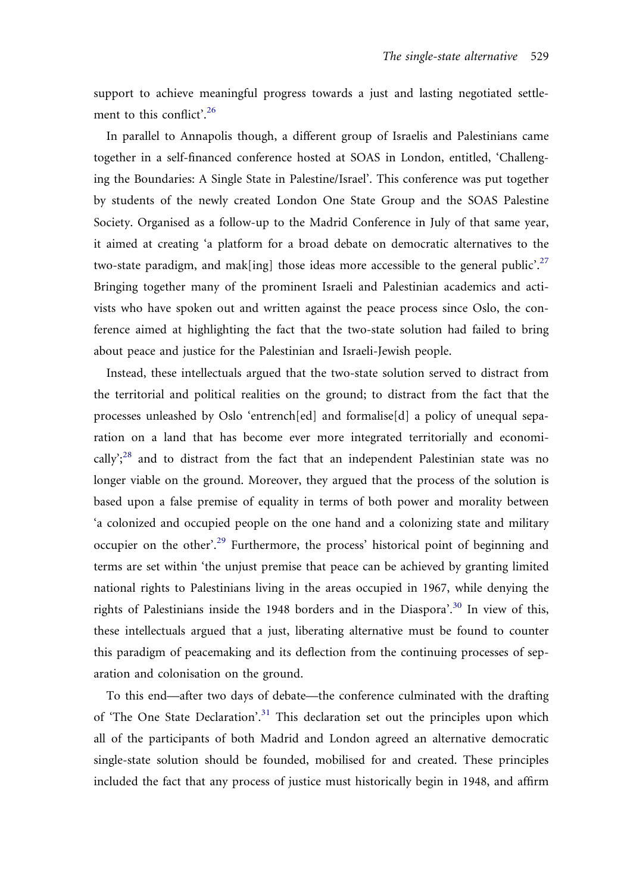support to achieve meaningful progress towards a just and lasting negotiated settlement to this conflict'.[26]

In parallel to Annapolis though, a different group of Israelis and Palestinians came together in a self-financed conference hosted at SOAS in London, entitled, 'Challenging the Boundaries: A Single State in Palestine/Israel'. This conference was put together by students of the newly created London One State Group and the SOAS Palestine Society. Organised as a follow-up to the Madrid Conference in July of that same year, it aimed at creating 'a platform for a broad debate on democratic alternatives to the two-state paradigm, and mak[ing] those ideas more accessible to the general public'.[27] Bringing together many of the prominent Israeli and Palestinian academics and activists who have spoken out and written against the peace process since Oslo, the conference aimed at highlighting the fact that the two-state solution had failed to bring about peace and justice for the Palestinian and Israeli-Jewish people.

Instead, these intellectuals argued that the two-state solution served to distract from the territorial and political realities on the ground; to distract from the fact that the processes unleashed by Oslo 'entrench[ed] and formalise[d] a policy of unequal separation on a land that has become ever more integrated territorially and economically';[28] and to distract from the fact that an independent Palestinian state was no longer viable on the ground. Moreover, they argued that the process of the solution is based upon a false premise of equality in terms of both power and morality between 'a colonized and occupied people on the one hand and a colonizing state and military occupier on the other'.[29] Furthermore, the process' historical point of beginning and terms are set within 'the unjust premise that peace can be achieved by granting limited national rights to Palestinians living in the areas occupied in 1967, while denying the rights of Palestinians inside the 1948 borders and in the Diaspora'.[30] In view of this, these intellectuals argued that a just, liberating alternative must be found to counter this paradigm of peacemaking and its deflection from the continuing processes of separation and colonisation on the ground.

To this end—after two days of debate—the conference culminated with the drafting of 'The One State Declaration'.[31] This declaration set out the principles upon which all of the participants of both Madrid and London agreed an alternative democratic single-state solution should be founded, mobilised for and created. These principles included the fact that any process of justice must historically begin in 1948, and affirm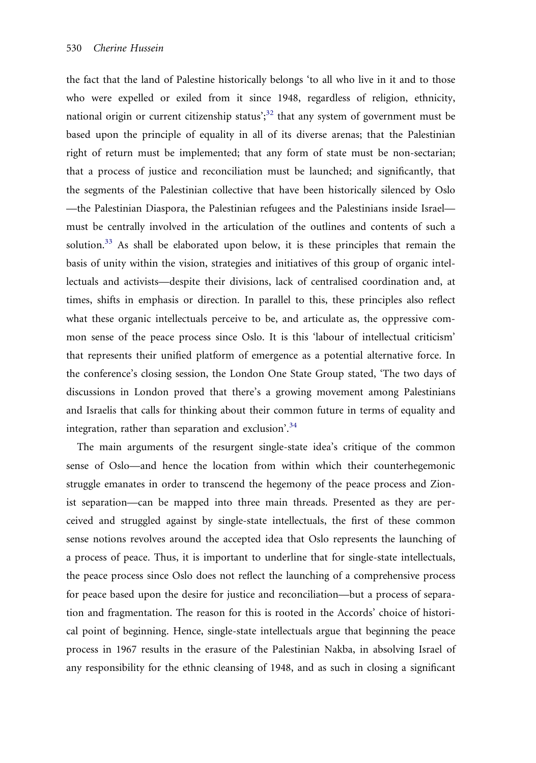the fact that the land of Palestine historically belongs 'to all who live in it and to those who were expelled or exiled from it since 1948, regardless of religion, ethnicity, national origin or current citizenship status';[32] that any system of government must be based upon the principle of equality in all of its diverse arenas; that the Palestinian right of return must be implemented; that any form of state must be non-sectarian; that a process of justice and reconciliation must be launched; and significantly, that the segments of the Palestinian collective that have been historically silenced by Oslo —the Palestinian Diaspora, the Palestinian refugees and the Palestinians inside Israel— must be centrally involved in the articulation of the outlines and contents of such a solution.[33] As shall be elaborated upon below, it is these principles that remain the basis of unity within the vision, strategies and initiatives of this group of organic intellectuals and activists—despite their divisions, lack of centralised coordination and, at times, shifts in emphasis or direction. In parallel to this, these principles also reflect what these organic intellectuals perceive to be, and articulate as, the oppressive common sense of the peace process since Oslo. It is this 'labour of intellectual criticism' that represents their unified platform of emergence as a potential alternative force. In the conference's closing session, the London One State Group stated, 'The two days of discussions in London proved that there's a growing movement among Palestinians and Israelis that calls for thinking about their common future in terms of equality and integration, rather than separation and exclusion'.[34]

The main arguments of the resurgent single-state idea's critique of the common sense of Oslo—and hence the location from within which their counterhegemonic struggle emanates in order to transcend the hegemony of the peace process and Zionist separation—can be mapped into three main threads. Presented as they are perceived and struggled against by single-state intellectuals, the first of these common sense notions revolves around the accepted idea that Oslo represents the launching of a process of peace. Thus, it is important to underline that for single-state intellectuals, the peace process since Oslo does not reflect the launching of a comprehensive process for peace based upon the desire for justice and reconciliation—but a process of separation and fragmentation. The reason for this is rooted in the Accords' choice of historical point of beginning. Hence, single-state intellectuals argue that beginning the peace process in 1967 results in the erasure of the Palestinian Nakba, in absolving Israel of any responsibility for the ethnic cleansing of 1948, and as such in closing a significant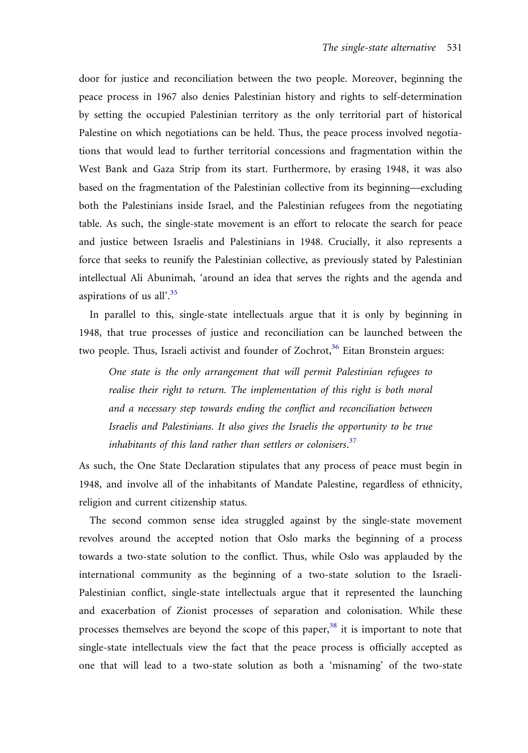door for justice and reconciliation between the two people. Moreover, beginning the peace process in 1967 also denies Palestinian history and rights to self-determination by setting the occupied Palestinian territory as the only territorial part of historical Palestine on which negotiations can be held. Thus, the peace process involved negotiations that would lead to further territorial concessions and fragmentation within the West Bank and Gaza Strip from its start. Furthermore, by erasing 1948, it was also based on the fragmentation of the Palestinian collective from its beginning—excluding both the Palestinians inside Israel, and the Palestinian refugees from the negotiating table. As such, the single-state movement is an effort to relocate the search for peace and justice between Israelis and Palestinians in 1948. Crucially, it also represents a force that seeks to reunify the Palestinian collective, as previously stated by Palestinian intellectual Ali Abunimah, 'around an idea that serves the rights and the agenda and aspirations of us all'.[35]

In parallel to this, single-state intellectuals argue that it is only by beginning in 1948, that true processes of justice and reconciliation can be launched between the two people. Thus, Israeli activist and founder of Zochrot,[36] Eitan Bronstein argues:

> *One state is the only arrangement that will permit Palestinian refugees to realise their right to return. The implementation of this right is both moral and a necessary step towards ending the conflict and reconciliation between Israelis and Palestinians. It also gives the Israelis the opportunity to be true inhabitants of this land rather than settlers or colonisers.*[37]

As such, the One State Declaration stipulates that any process of peace must begin in 1948, and involve all of the inhabitants of Mandate Palestine, regardless of ethnicity, religion and current citizenship status.

The second common sense idea struggled against by the single-state movement revolves around the accepted notion that Oslo marks the beginning of a process towards a two-state solution to the conflict. Thus, while Oslo was applauded by the international community as the beginning of a two-state solution to the Israeli-Palestinian conflict, single-state intellectuals argue that it represented the launching and exacerbation of Zionist processes of separation and colonisation. While these processes themselves are beyond the scope of this paper,[38] it is important to note that single-state intellectuals view the fact that the peace process is officially accepted as one that will lead to a two-state solution as both a 'misnaming' of the two-state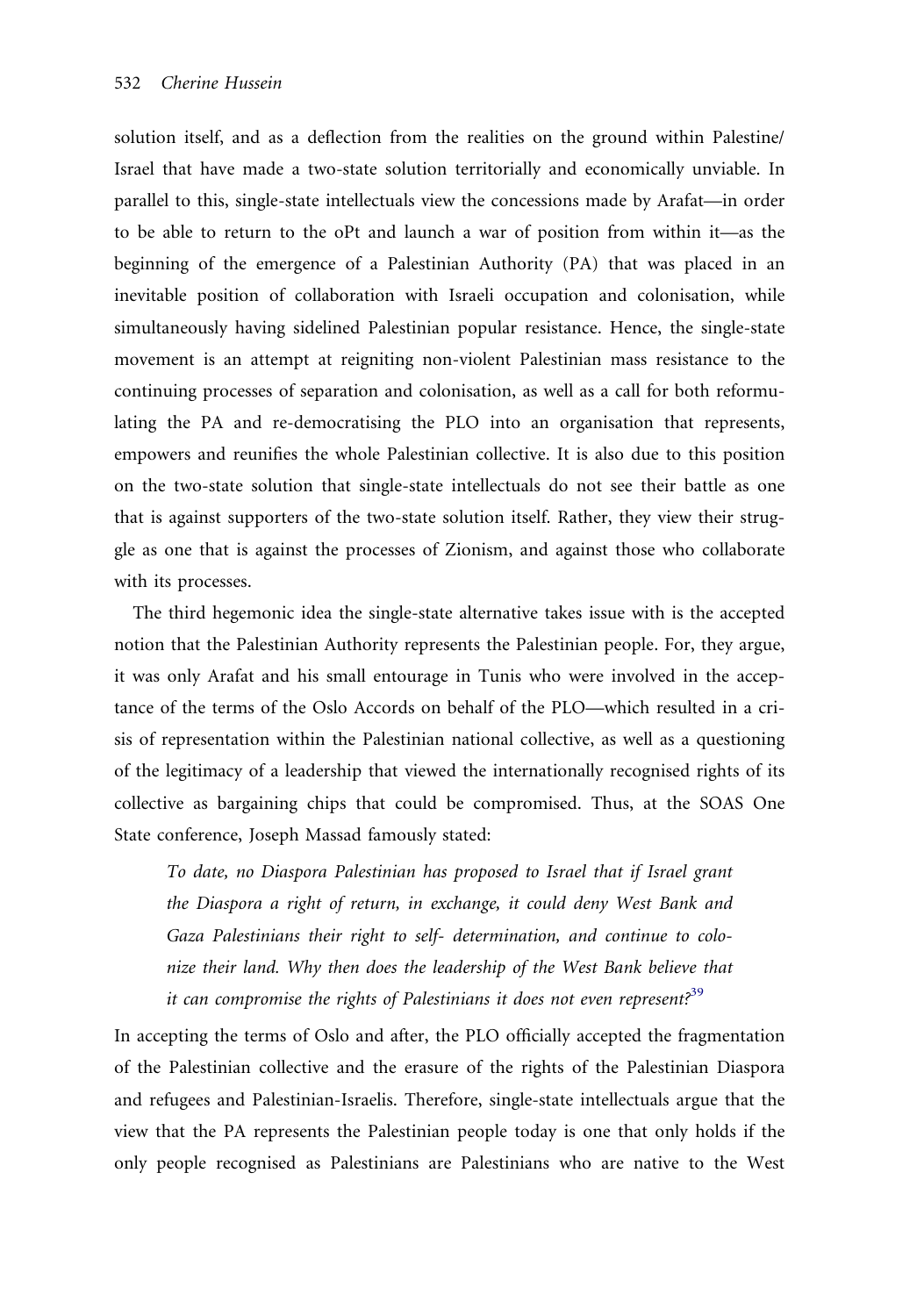solution itself, and as a deflection from the realities on the ground within Palestine/Israel that have made a two-state solution territorially and economically unviable. In parallel to this, single-state intellectuals view the concessions made by Arafat—in order to be able to return to the oPt and launch a war of position from within it—as the beginning of the emergence of a Palestinian Authority (PA) that was placed in an inevitable position of collaboration with Israeli occupation and colonisation, while simultaneously having sidelined Palestinian popular resistance. Hence, the single-state movement is an attempt at reigniting non-violent Palestinian mass resistance to the continuing processes of separation and colonisation, as well as a call for both reformulating the PA and re-democratising the PLO into an organisation that represents, empowers and reunifies the whole Palestinian collective. It is also due to this position on the two-state solution that single-state intellectuals do not see their battle as one that is against supporters of the two-state solution itself. Rather, they view their struggle as one that is against the processes of Zionism, and against those who collaborate with its processes.

The third hegemonic idea the single-state alternative takes issue with is the accepted notion that the Palestinian Authority represents the Palestinian people. For, they argue, it was only Arafat and his small entourage in Tunis who were involved in the acceptance of the terms of the Oslo Accords on behalf of the PLO—which resulted in a crisis of representation within the Palestinian national collective, as well as a questioning of the legitimacy of a leadership that viewed the internationally recognised rights of its collective as bargaining chips that could be compromised. Thus, at the SOAS One State conference, Joseph Massad famously stated:

> *To date, no Diaspora Palestinian has proposed to Israel that if Israel grant the Diaspora a right of return, in exchange, it could deny West Bank and Gaza Palestinians their right to self- determination, and continue to colonize their land. Why then does the leadership of the West Bank believe that it can compromise the rights of Palestinians it does not even represent?*[39]

In accepting the terms of Oslo and after, the PLO officially accepted the fragmentation of the Palestinian collective and the erasure of the rights of the Palestinian Diaspora and refugees and Palestinian-Israelis. Therefore, single-state intellectuals argue that the view that the PA represents the Palestinian people today is one that only holds if the only people recognised as Palestinians are Palestinians who are native to the West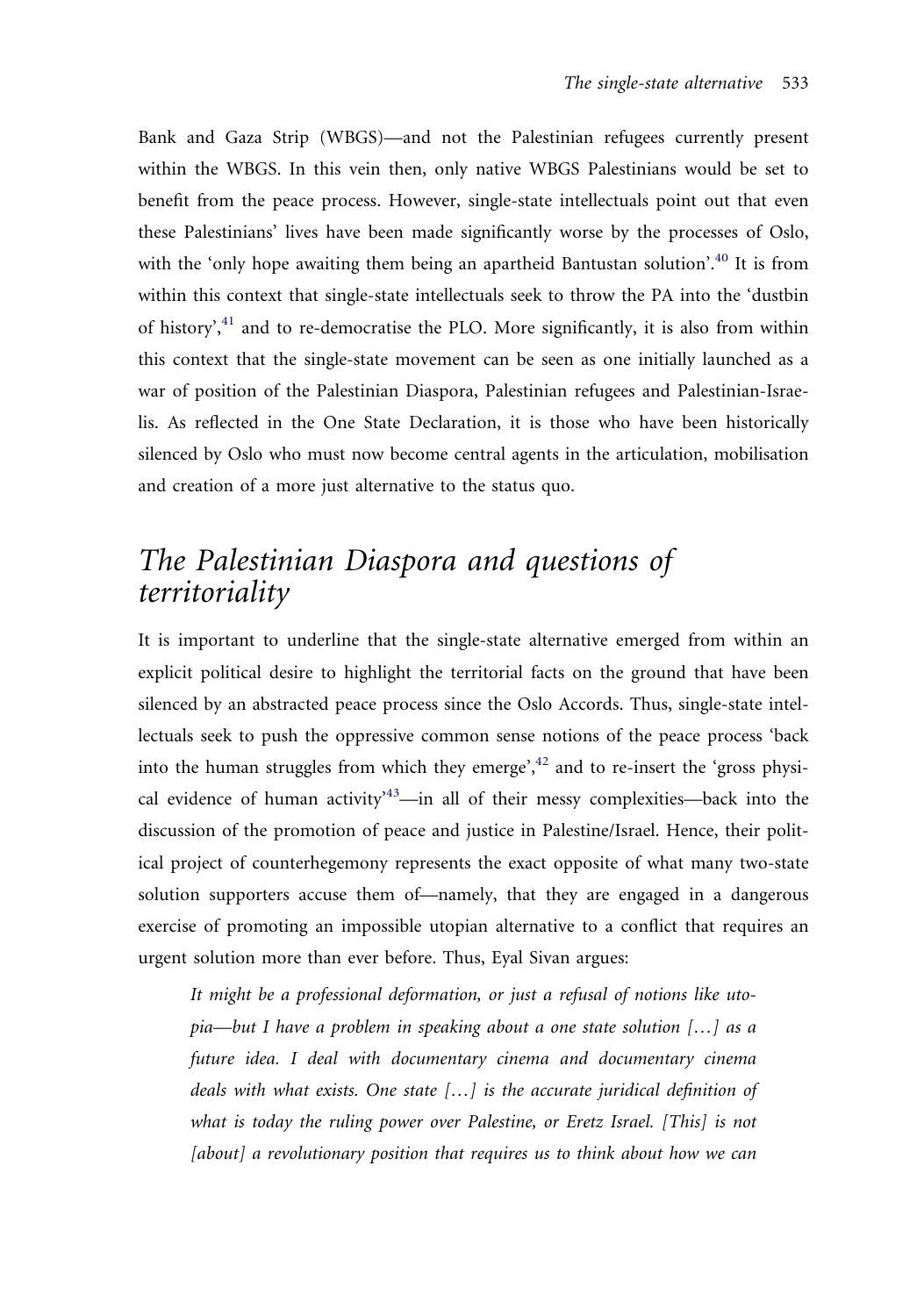Bank and Gaza Strip (WBGS)—and not the Palestinian refugees currently present within the WBGS. In this vein then, only native WBGS Palestinians would be set to benefit from the peace process. However, single-state intellectuals point out that even these Palestinians' lives have been made significantly worse by the processes of Oslo, with the 'only hope awaiting them being an apartheid Bantustan solution'.[40] It is from within this context that single-state intellectuals seek to throw the PA into the 'dustbin of history',[41] and to re-democratise the PLO. More significantly, it is also from within this context that the single-state movement can be seen as one initially launched as a war of position of the Palestinian Diaspora, Palestinian refugees and Palestinian-Israelis. As reflected in the One State Declaration, it is those who have been historically silenced by Oslo who must now become central agents in the articulation, mobilisation and creation of a more just alternative to the status quo.

## *The Palestinian Diaspora and questions of territoriality*

It is important to underline that the single-state alternative emerged from within an explicit political desire to highlight the territorial facts on the ground that have been silenced by an abstracted peace process since the Oslo Accords. Thus, single-state intellectuals seek to push the oppressive common sense notions of the peace process 'back into the human struggles from which they emerge',[42] and to re-insert the 'gross physical evidence of human activity'[43]—in all of their messy complexities—back into the discussion of the promotion of peace and justice in Palestine/Israel. Hence, their political project of counterhegemony represents the exact opposite of what many two-state solution supporters accuse them of—namely, that they are engaged in a dangerous exercise of promoting an impossible utopian alternative to a conflict that requires an urgent solution more than ever before. Thus, Eyal Sivan argues:

> *It might be a professional deformation, or just a refusal of notions like utopia—but I have a problem in speaking about a one state solution […] as a future idea. I deal with documentary cinema and documentary cinema deals with what exists. One state […] is the accurate juridical definition of what is today the ruling power over Palestine, or Eretz Israel. [This] is not [about] a revolutionary position that requires us to think about how we can*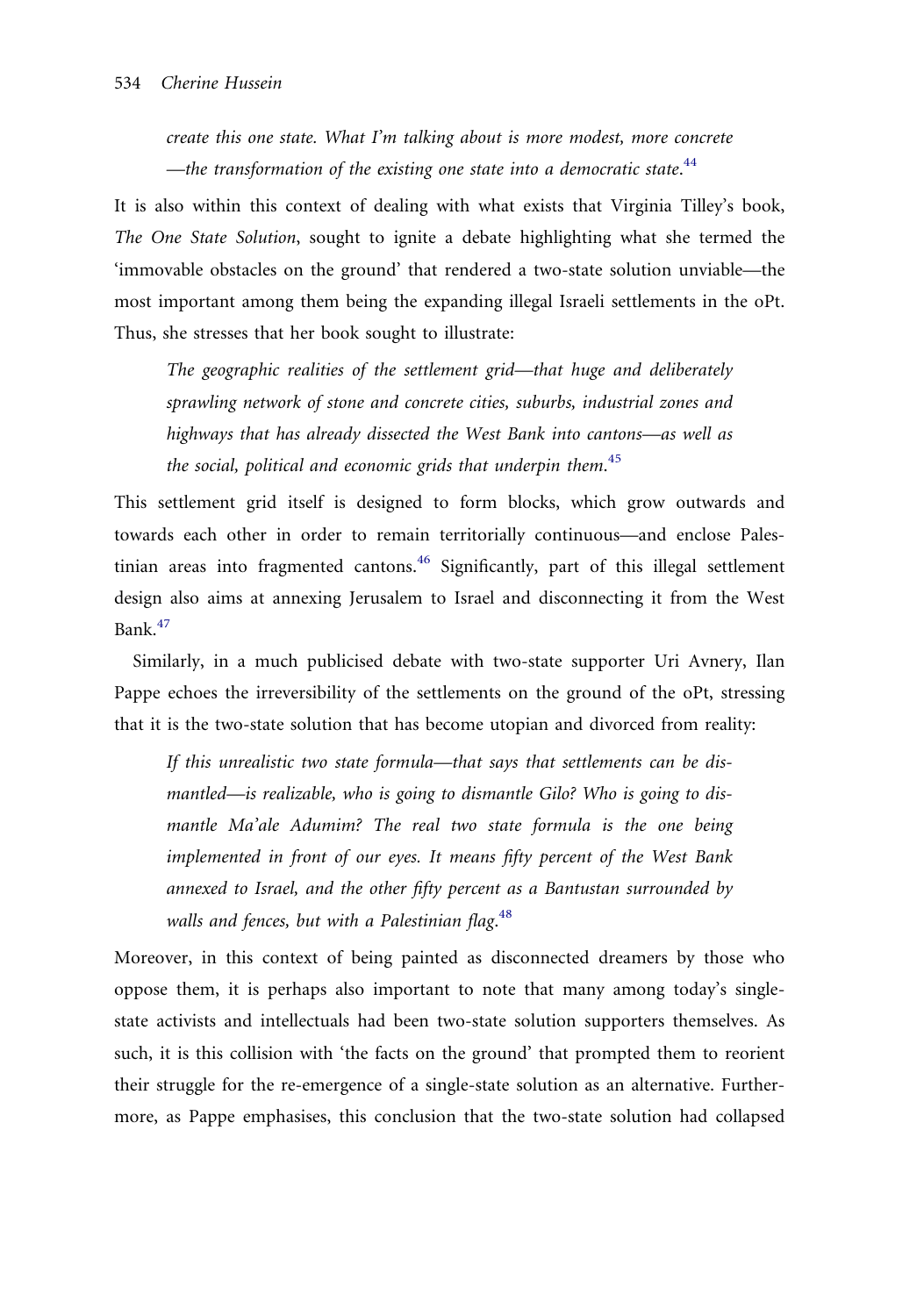*create this one state. What I'm talking about is more modest, more concrete —the transformation of the existing one state into a democratic state.*[44]

It is also within this context of dealing with what exists that Virginia Tilley's book, *The One State Solution*, sought to ignite a debate highlighting what she termed the 'immovable obstacles on the ground' that rendered a two-state solution unviable—the most important among them being the expanding illegal Israeli settlements in the oPt. Thus, she stresses that her book sought to illustrate:

> *The geographic realities of the settlement grid—that huge and deliberately sprawling network of stone and concrete cities, suburbs, industrial zones and highways that has already dissected the West Bank into cantons—as well as the social, political and economic grids that underpin them.*[45]

This settlement grid itself is designed to form blocks, which grow outwards and towards each other in order to remain territorially continuous—and enclose Palestinian areas into fragmented cantons.[46] Significantly, part of this illegal settlement design also aims at annexing Jerusalem to Israel and disconnecting it from the West Bank.[47]

Similarly, in a much publicised debate with two-state supporter Uri Avnery, Ilan Pappe echoes the irreversibility of the settlements on the ground of the oPt, stressing that it is the two-state solution that has become utopian and divorced from reality:

> *If this unrealistic two state formula—that says that settlements can be dismantled—is realizable, who is going to dismantle Gilo? Who is going to dismantle Ma'ale Adumim? The real two state formula is the one being implemented in front of our eyes. It means fifty percent of the West Bank annexed to Israel, and the other fifty percent as a Bantustan surrounded by walls and fences, but with a Palestinian flag.*[48]

Moreover, in this context of being painted as disconnected dreamers by those who oppose them, it is perhaps also important to note that many among today's single-state activists and intellectuals had been two-state solution supporters themselves. As such, it is this collision with 'the facts on the ground' that prompted them to reorient their struggle for the re-emergence of a single-state solution as an alternative. Furthermore, as Pappe emphasises, this conclusion that the two-state solution had collapsed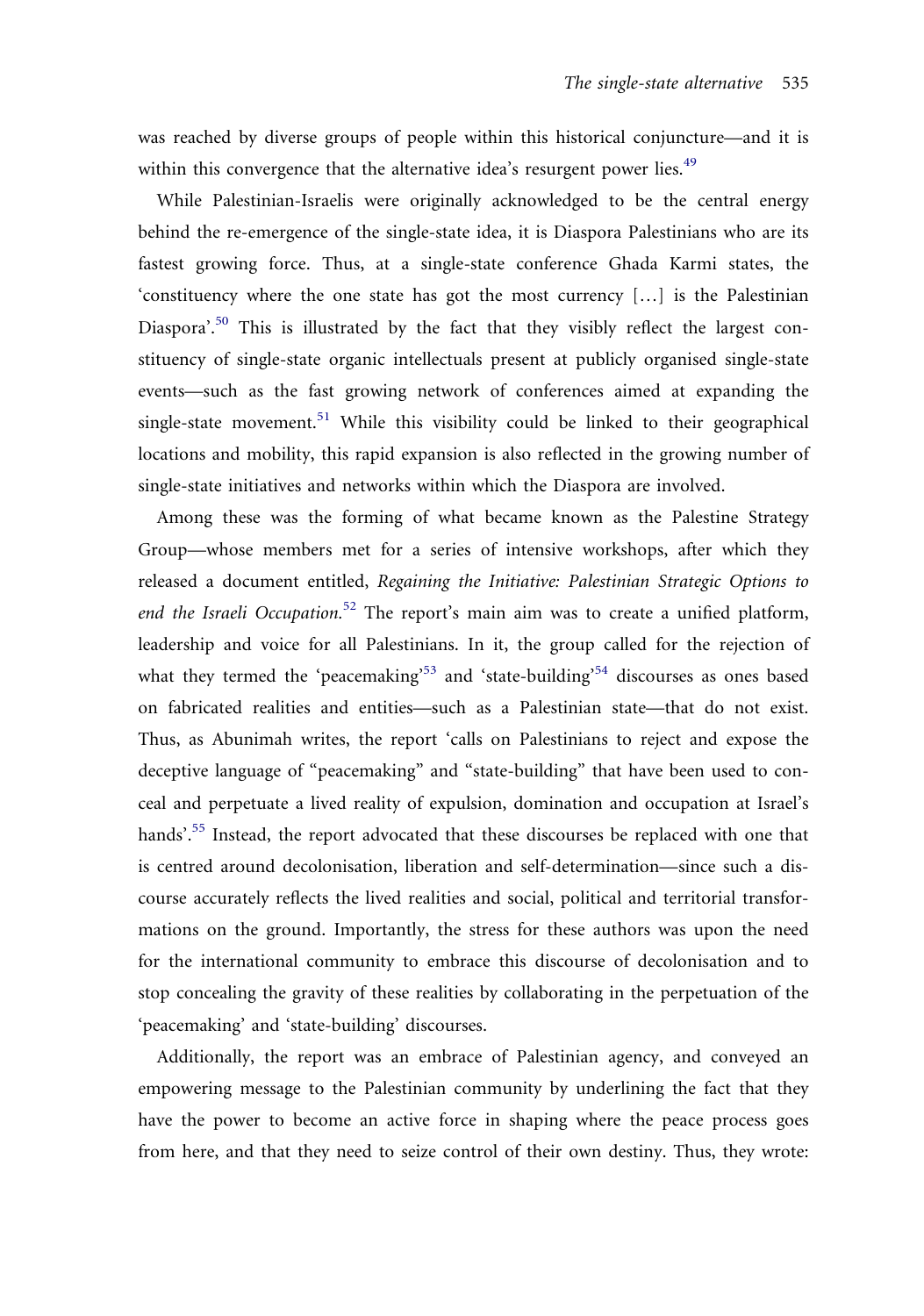was reached by diverse groups of people within this historical conjuncture—and it is within this convergence that the alternative idea's resurgent power lies.[49]

While Palestinian-Israelis were originally acknowledged to be the central energy behind the re-emergence of the single-state idea, it is Diaspora Palestinians who are its fastest growing force. Thus, at a single-state conference Ghada Karmi states, the 'constituency where the one state has got the most currency […] is the Palestinian Diaspora'.[50] This is illustrated by the fact that they visibly reflect the largest constituency of single-state organic intellectuals present at publicly organised single-state events—such as the fast growing network of conferences aimed at expanding the single-state movement.[51] While this visibility could be linked to their geographical locations and mobility, this rapid expansion is also reflected in the growing number of single-state initiatives and networks within which the Diaspora are involved.

Among these was the forming of what became known as the Palestine Strategy Group—whose members met for a series of intensive workshops, after which they released a document entitled, *Regaining the Initiative: Palestinian Strategic Options to end the Israeli Occupation*.[52] The report's main aim was to create a unified platform, leadership and voice for all Palestinians. In it, the group called for the rejection of what they termed the 'peacemaking'[53] and 'state-building'[54] discourses as ones based on fabricated realities and entities—such as a Palestinian state—that do not exist. Thus, as Abunimah writes, the report 'calls on Palestinians to reject and expose the deceptive language of "peacemaking" and "state-building" that have been used to conceal and perpetuate a lived reality of expulsion, domination and occupation at Israel's hands'.[55] Instead, the report advocated that these discourses be replaced with one that is centred around decolonisation, liberation and self-determination—since such a discourse accurately reflects the lived realities and social, political and territorial transformations on the ground. Importantly, the stress for these authors was upon the need for the international community to embrace this discourse of decolonisation and to stop concealing the gravity of these realities by collaborating in the perpetuation of the 'peacemaking' and 'state-building' discourses.

Additionally, the report was an embrace of Palestinian agency, and conveyed an empowering message to the Palestinian community by underlining the fact that they have the power to become an active force in shaping where the peace process goes from here, and that they need to seize control of their own destiny. Thus, they wrote: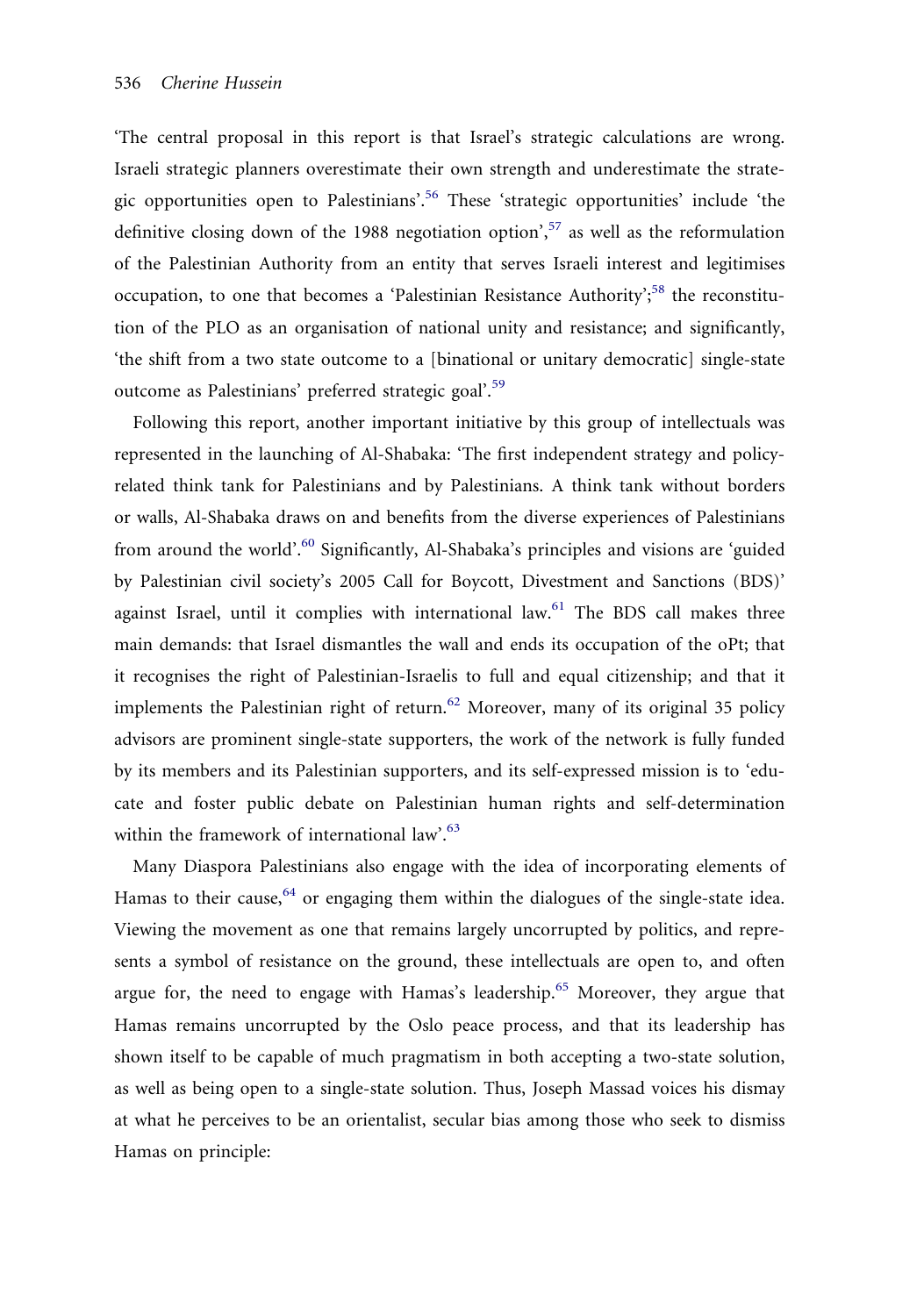'The central proposal in this report is that Israel's strategic calculations are wrong. Israeli strategic planners overestimate their own strength and underestimate the strategic opportunities open to Palestinians'.[56] These 'strategic opportunities' include 'the definitive closing down of the 1988 negotiation option',[57] as well as the reformulation of the Palestinian Authority from an entity that serves Israeli interest and legitimises occupation, to one that becomes a 'Palestinian Resistance Authority';[58] the reconstitution of the PLO as an organisation of national unity and resistance; and significantly, 'the shift from a two state outcome to a [binational or unitary democratic] single-state outcome as Palestinians' preferred strategic goal'.[59]

Following this report, another important initiative by this group of intellectuals was represented in the launching of Al-Shabaka: 'The first independent strategy and policy-related think tank for Palestinians and by Palestinians. A think tank without borders or walls, Al-Shabaka draws on and benefits from the diverse experiences of Palestinians from around the world'.[60] Significantly, Al-Shabaka's principles and visions are 'guided by Palestinian civil society's 2005 Call for Boycott, Divestment and Sanctions (BDS)' against Israel, until it complies with international law.[61] The BDS call makes three main demands: that Israel dismantles the wall and ends its occupation of the oPt; that it recognises the right of Palestinian-Israelis to full and equal citizenship; and that it implements the Palestinian right of return.[62] Moreover, many of its original 35 policy advisors are prominent single-state supporters, the work of the network is fully funded by its members and its Palestinian supporters, and its self-expressed mission is to 'educate and foster public debate on Palestinian human rights and self-determination within the framework of international law'.[63]

Many Diaspora Palestinians also engage with the idea of incorporating elements of Hamas to their cause,[64] or engaging them within the dialogues of the single-state idea. Viewing the movement as one that remains largely uncorrupted by politics, and represents a symbol of resistance on the ground, these intellectuals are open to, and often argue for, the need to engage with Hamas's leadership.[65] Moreover, they argue that Hamas remains uncorrupted by the Oslo peace process, and that its leadership has shown itself to be capable of much pragmatism in both accepting a two-state solution, as well as being open to a single-state solution. Thus, Joseph Massad voices his dismay at what he perceives to be an orientalist, secular bias among those who seek to dismiss Hamas on principle: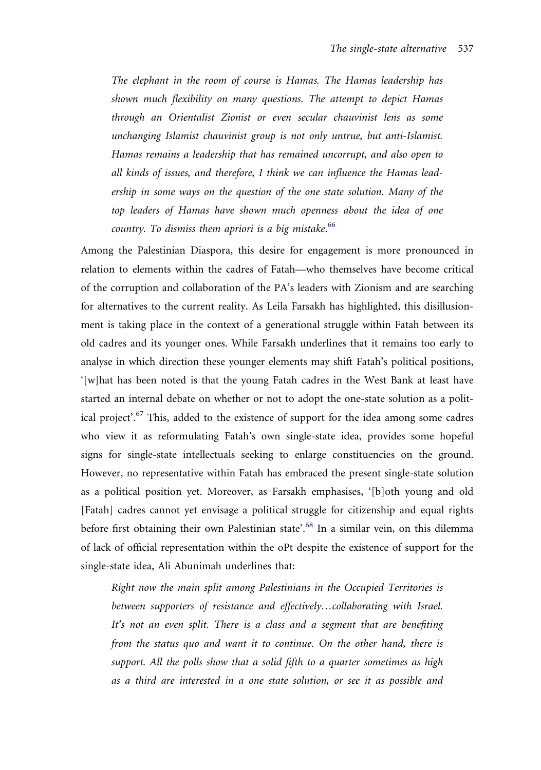> *The elephant in the room of course is Hamas. The Hamas leadership has shown much flexibility on many questions. The attempt to depict Hamas through an Orientalist Zionist or even secular chauvinist lens as some unchanging Islamist chauvinist group is not only untrue, but anti-Islamist. Hamas remains a leadership that has remained uncorrupt, and also open to all kinds of issues, and therefore, I think we can influence the Hamas leadership in some ways on the question of the one state solution. Many of the top leaders of Hamas have shown much openness about the idea of one country. To dismiss them apriori is a big mistake.*[66]

Among the Palestinian Diaspora, this desire for engagement is more pronounced in relation to elements within the cadres of Fatah—who themselves have become critical of the corruption and collaboration of the PA's leaders with Zionism and are searching for alternatives to the current reality. As Leila Farsakh has highlighted, this disillusionment is taking place in the context of a generational struggle within Fatah between its old cadres and its younger ones. While Farsakh underlines that it remains too early to analyse in which direction these younger elements may shift Fatah's political positions, '[w]hat has been noted is that the young Fatah cadres in the West Bank at least have started an internal debate on whether or not to adopt the one-state solution as a political project'.[67] This, added to the existence of support for the idea among some cadres who view it as reformulating Fatah's own single-state idea, provides some hopeful signs for single-state intellectuals seeking to enlarge constituencies on the ground. However, no representative within Fatah has embraced the present single-state solution as a political position yet. Moreover, as Farsakh emphasises, '[b]oth young and old [Fatah] cadres cannot yet envisage a political struggle for citizenship and equal rights before first obtaining their own Palestinian state'.[68] In a similar vein, on this dilemma of lack of official representation within the oPt despite the existence of support for the single-state idea, Ali Abunimah underlines that:

> *Right now the main split among Palestinians in the Occupied Territories is between supporters of resistance and effectively…collaborating with Israel. It's not an even split. There is a class and a segment that are benefiting from the status quo and want it to continue. On the other hand, there is support. All the polls show that a solid fifth to a quarter sometimes as high as a third are interested in a one state solution, or see it as possible and*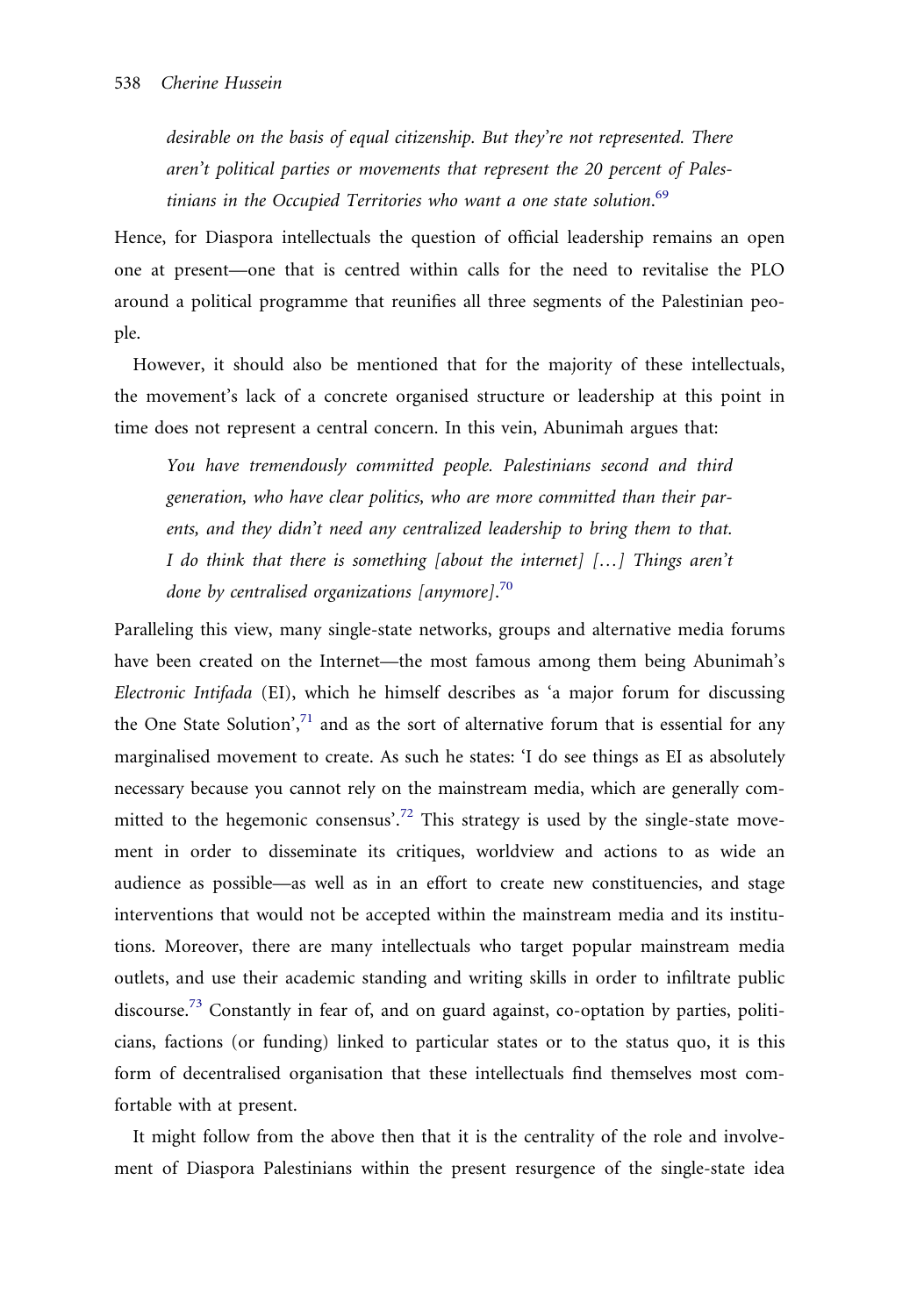> *desirable on the basis of equal citizenship. But they're not represented. There aren't political parties or movements that represent the 20 percent of Palestinians in the Occupied Territories who want a one state solution.*[69]

Hence, for Diaspora intellectuals the question of official leadership remains an open one at present—one that is centred within calls for the need to revitalise the PLO around a political programme that reunifies all three segments of the Palestinian people.

However, it should also be mentioned that for the majority of these intellectuals, the movement's lack of a concrete organised structure or leadership at this point in time does not represent a central concern. In this vein, Abunimah argues that:

> *You have tremendously committed people. Palestinians second and third generation, who have clear politics, who are more committed than their parents, and they didn't need any centralized leadership to bring them to that. I do think that there is something [about the internet] […] Things aren't done by centralised organizations [anymore].*[70]

Paralleling this view, many single-state networks, groups and alternative media forums have been created on the Internet—the most famous among them being Abunimah's *Electronic Intifada* (EI), which he himself describes as 'a major forum for discussing the One State Solution',[71] and as the sort of alternative forum that is essential for any marginalised movement to create. As such he states: 'I do see things as EI as absolutely necessary because you cannot rely on the mainstream media, which are generally committed to the hegemonic consensus'.[72] This strategy is used by the single-state movement in order to disseminate its critiques, worldview and actions to as wide an audience as possible—as well as in an effort to create new constituencies, and stage interventions that would not be accepted within the mainstream media and its institutions. Moreover, there are many intellectuals who target popular mainstream media outlets, and use their academic standing and writing skills in order to infiltrate public discourse.[73] Constantly in fear of, and on guard against, co-optation by parties, politicians, factions (or funding) linked to particular states or to the status quo, it is this form of decentralised organisation that these intellectuals find themselves most comfortable with at present.

It might follow from the above then that it is the centrality of the role and involvement of Diaspora Palestinians within the present resurgence of the single-state idea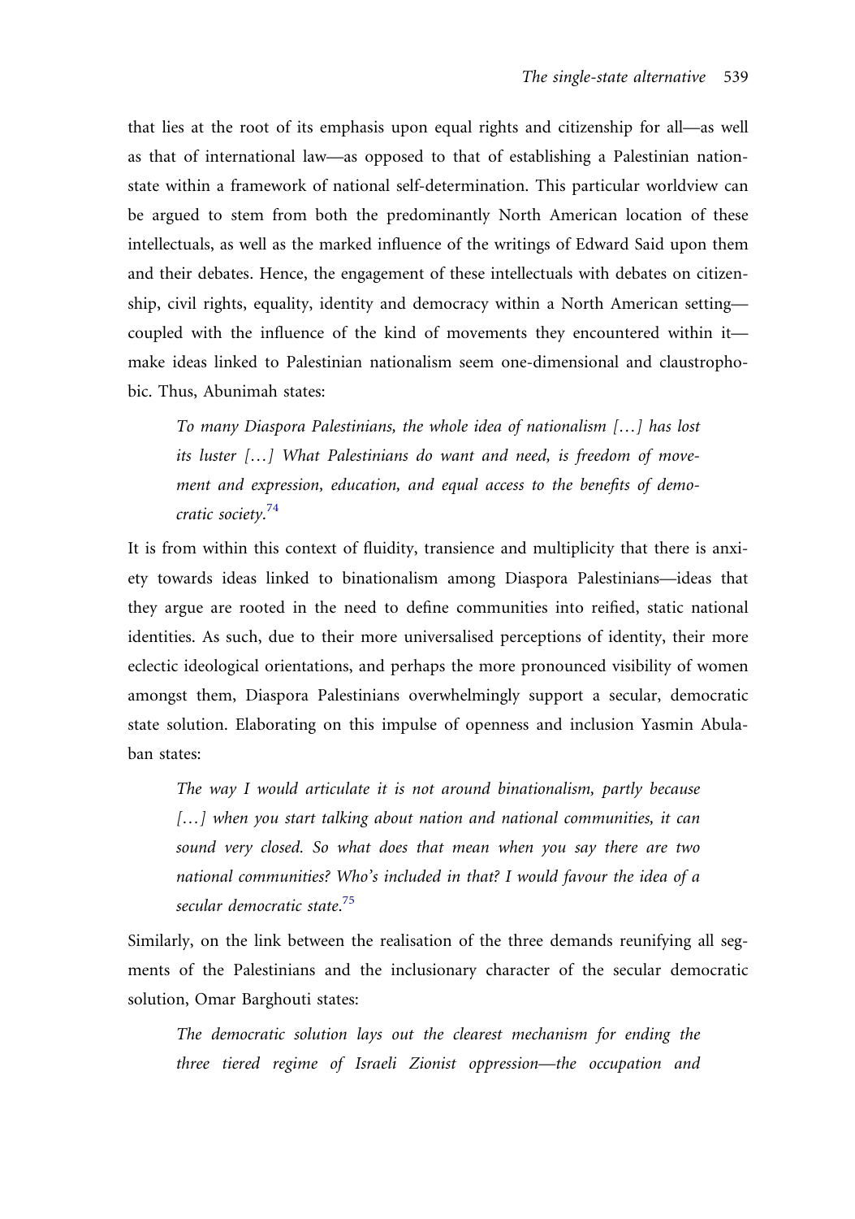that lies at the root of its emphasis upon equal rights and citizenship for all—as well as that of international law—as opposed to that of establishing a Palestinian nation-state within a framework of national self-determination. This particular worldview can be argued to stem from both the predominantly North American location of these intellectuals, as well as the marked influence of the writings of Edward Said upon them and their debates. Hence, the engagement of these intellectuals with debates on citizenship, civil rights, equality, identity and democracy within a North American setting—coupled with the influence of the kind of movements they encountered within it—make ideas linked to Palestinian nationalism seem one-dimensional and claustrophobic. Thus, Abunimah states:

> *To many Diaspora Palestinians, the whole idea of nationalism […] has lost its luster […] What Palestinians do want and need, is freedom of movement and expression, education, and equal access to the benefits of democratic society.*[74]

It is from within this context of fluidity, transience and multiplicity that there is anxiety towards ideas linked to binationalism among Diaspora Palestinians—ideas that they argue are rooted in the need to define communities into reified, static national identities. As such, due to their more universalised perceptions of identity, their more eclectic ideological orientations, and perhaps the more pronounced visibility of women amongst them, Diaspora Palestinians overwhelmingly support a secular, democratic state solution. Elaborating on this impulse of openness and inclusion Yasmin Abulaban states:

> *The way I would articulate it is not around binationalism, partly because […] when you start talking about nation and national communities, it can sound very closed. So what does that mean when you say there are two national communities? Who's included in that? I would favour the idea of a secular democratic state.*[75]

Similarly, on the link between the realisation of the three demands reunifying all segments of the Palestinians and the inclusionary character of the secular democratic solution, Omar Barghouti states:

> *The democratic solution lays out the clearest mechanism for ending the three tiered regime of Israeli Zionist oppression—the occupation and*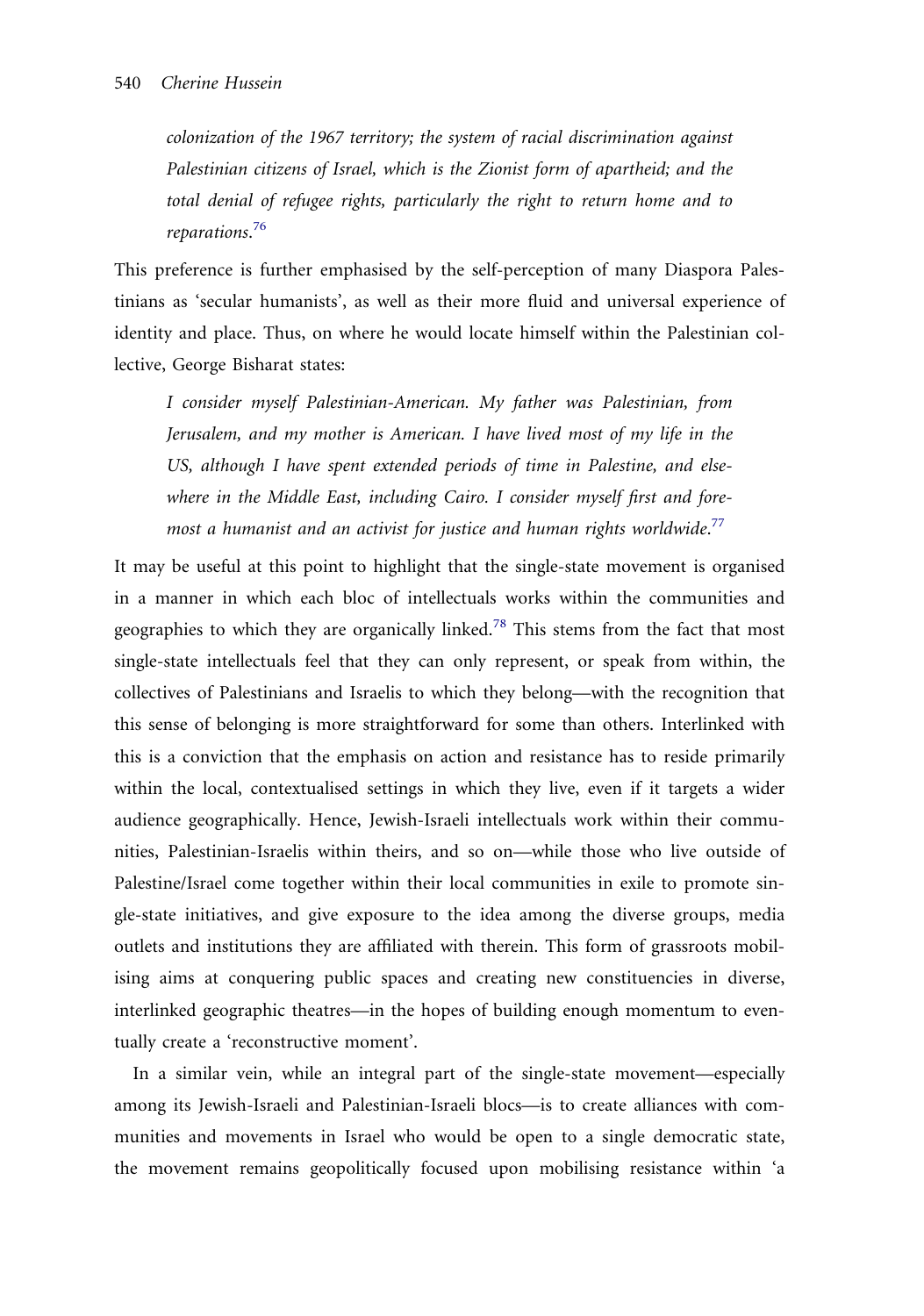*colonization of the 1967 territory; the system of racial discrimination against Palestinian citizens of Israel, which is the Zionist form of apartheid; and the total denial of refugee rights, particularly the right to return home and to reparations.*[76]

This preference is further emphasised by the self-perception of many Diaspora Palestinians as 'secular humanists', as well as their more fluid and universal experience of identity and place. Thus, on where he would locate himself within the Palestinian collective, George Bisharat states:

> *I consider myself Palestinian-American. My father was Palestinian, from Jerusalem, and my mother is American. I have lived most of my life in the US, although I have spent extended periods of time in Palestine, and elsewhere in the Middle East, including Cairo. I consider myself first and foremost a humanist and an activist for justice and human rights worldwide.*[77]

It may be useful at this point to highlight that the single-state movement is organised in a manner in which each bloc of intellectuals works within the communities and geographies to which they are organically linked.[78] This stems from the fact that most single-state intellectuals feel that they can only represent, or speak from within, the collectives of Palestinians and Israelis to which they belong—with the recognition that this sense of belonging is more straightforward for some than others. Interlinked with this is a conviction that the emphasis on action and resistance has to reside primarily within the local, contextualised settings in which they live, even if it targets a wider audience geographically. Hence, Jewish-Israeli intellectuals work within their communities, Palestinian-Israelis within theirs, and so on—while those who live outside of Palestine/Israel come together within their local communities in exile to promote single-state initiatives, and give exposure to the idea among the diverse groups, media outlets and institutions they are affiliated with therein. This form of grassroots mobilising aims at conquering public spaces and creating new constituencies in diverse, interlinked geographic theatres—in the hopes of building enough momentum to eventually create a 'reconstructive moment'.

In a similar vein, while an integral part of the single-state movement—especially among its Jewish-Israeli and Palestinian-Israeli blocs—is to create alliances with communities and movements in Israel who would be open to a single democratic state, the movement remains geopolitically focused upon mobilising resistance within 'a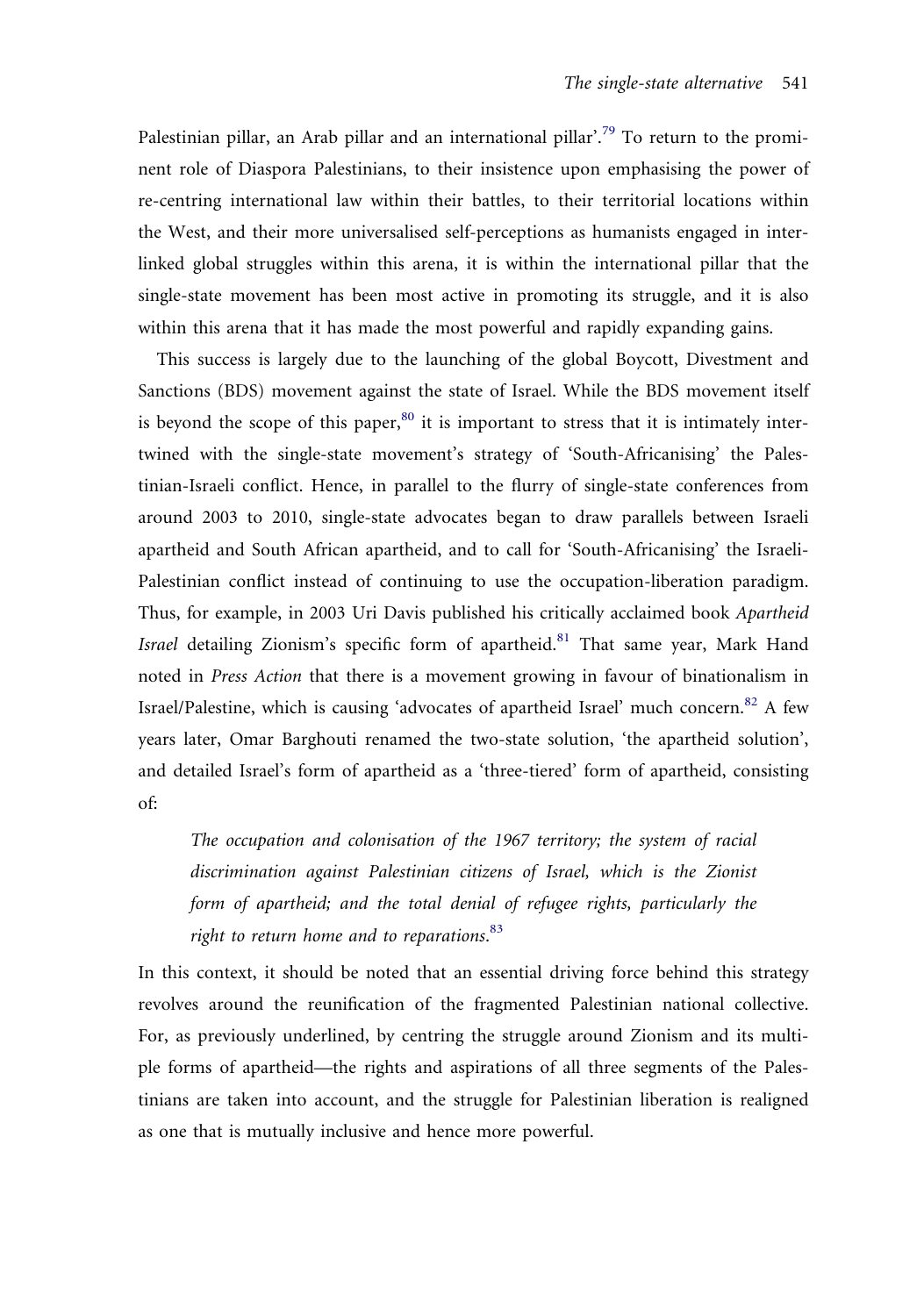Palestinian pillar, an Arab pillar and an international pillar'.[79] To return to the prominent role of Diaspora Palestinians, to their insistence upon emphasising the power of re-centring international law within their battles, to their territorial locations within the West, and their more universalised self-perceptions as humanists engaged in interlinked global struggles within this arena, it is within the international pillar that the single-state movement has been most active in promoting its struggle, and it is also within this arena that it has made the most powerful and rapidly expanding gains.

This success is largely due to the launching of the global Boycott, Divestment and Sanctions (BDS) movement against the state of Israel. While the BDS movement itself is beyond the scope of this paper,[80] it is important to stress that it is intimately intertwined with the single-state movement's strategy of 'South-Africanising' the Palestinian-Israeli conflict. Hence, in parallel to the flurry of single-state conferences from around 2003 to 2010, single-state advocates began to draw parallels between Israeli apartheid and South African apartheid, and to call for 'South-Africanising' the Israeli-Palestinian conflict instead of continuing to use the occupation-liberation paradigm. Thus, for example, in 2003 Uri Davis published his critically acclaimed book *Apartheid Israel* detailing Zionism's specific form of apartheid.[81] That same year, Mark Hand noted in *Press Action* that there is a movement growing in favour of binationalism in Israel/Palestine, which is causing 'advocates of apartheid Israel' much concern.[82] A few years later, Omar Barghouti renamed the two-state solution, 'the apartheid solution', and detailed Israel's form of apartheid as a 'three-tiered' form of apartheid, consisting of:

> *The occupation and colonisation of the 1967 territory; the system of racial discrimination against Palestinian citizens of Israel, which is the Zionist form of apartheid; and the total denial of refugee rights, particularly the right to return home and to reparations.*[83]

In this context, it should be noted that an essential driving force behind this strategy revolves around the reunification of the fragmented Palestinian national collective. For, as previously underlined, by centring the struggle around Zionism and its multiple forms of apartheid—the rights and aspirations of all three segments of the Palestinians are taken into account, and the struggle for Palestinian liberation is realigned as one that is mutually inclusive and hence more powerful.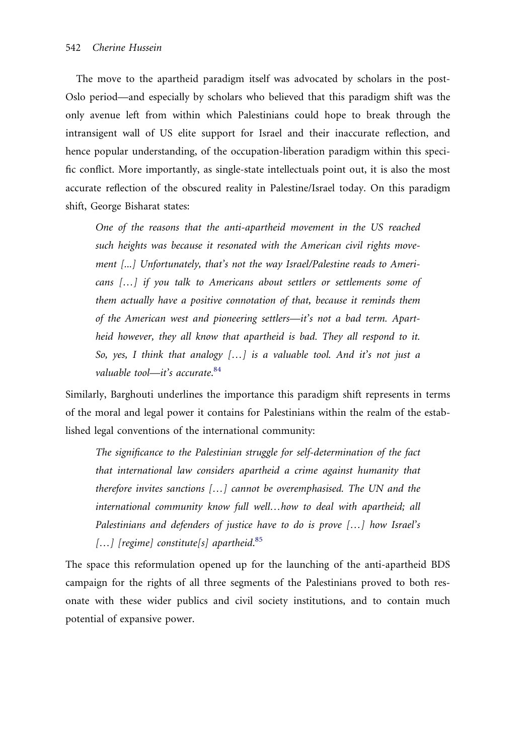The move to the apartheid paradigm itself was advocated by scholars in the post-Oslo period—and especially by scholars who believed that this paradigm shift was the only avenue left from within which Palestinians could hope to break through the intransigent wall of US elite support for Israel and their inaccurate reflection, and hence popular understanding, of the occupation-liberation paradigm within this specific conflict. More importantly, as single-state intellectuals point out, it is also the most accurate reflection of the obscured reality in Palestine/Israel today. On this paradigm shift, George Bisharat states:

> *One of the reasons that the anti-apartheid movement in the US reached such heights was because it resonated with the American civil rights movement [...] Unfortunately, that's not the way Israel/Palestine reads to Americans […] if you talk to Americans about settlers or settlements some of them actually have a positive connotation of that, because it reminds them of the American west and pioneering settlers—it's not a bad term. Apartheid however, they all know that apartheid is bad. They all respond to it. So, yes, I think that analogy […] is a valuable tool. And it's not just a valuable tool—it's accurate.*[84]

Similarly, Barghouti underlines the importance this paradigm shift represents in terms of the moral and legal power it contains for Palestinians within the realm of the established legal conventions of the international community:

> *The significance to the Palestinian struggle for self-determination of the fact that international law considers apartheid a crime against humanity that therefore invites sanctions […] cannot be overemphasised. The UN and the international community know full well…how to deal with apartheid; all Palestinians and defenders of justice have to do is prove […] how Israel's […] [regime] constitute[s] apartheid.*[85]

The space this reformulation opened up for the launching of the anti-apartheid BDS campaign for the rights of all three segments of the Palestinians proved to both resonate with these wider publics and civil society institutions, and to contain much potential of expansive power.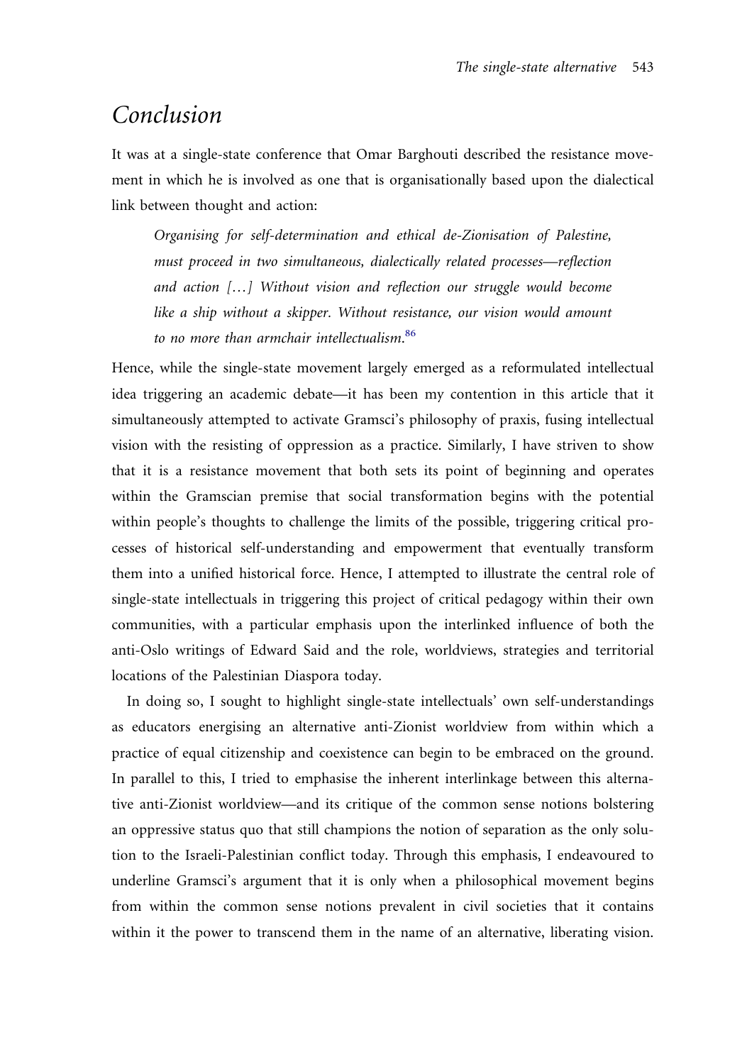# Conclusion

It was at a single-state conference that Omar Barghouti described the resistance movement in which he is involved as one that is organisationally based upon the dialectical link between thought and action:

> *Organising for self-determination and ethical de-Zionisation of Palestine, must proceed in two simultaneous, dialectically related processes—reflection and action […] Without vision and reflection our struggle would become like a ship without a skipper. Without resistance, our vision would amount to no more than armchair intellectualism.*[86]

Hence, while the single-state movement largely emerged as a reformulated intellectual idea triggering an academic debate—it has been my contention in this article that it simultaneously attempted to activate Gramsci's philosophy of praxis, fusing intellectual vision with the resisting of oppression as a practice. Similarly, I have striven to show that it is a resistance movement that both sets its point of beginning and operates within the Gramscian premise that social transformation begins with the potential within people's thoughts to challenge the limits of the possible, triggering critical processes of historical self-understanding and empowerment that eventually transform them into a unified historical force. Hence, I attempted to illustrate the central role of single-state intellectuals in triggering this project of critical pedagogy within their own communities, with a particular emphasis upon the interlinked influence of both the anti-Oslo writings of Edward Said and the role, worldviews, strategies and territorial locations of the Palestinian Diaspora today.

In doing so, I sought to highlight single-state intellectuals' own self-understandings as educators energising an alternative anti-Zionist worldview from within which a practice of equal citizenship and coexistence can begin to be embraced on the ground. In parallel to this, I tried to emphasise the inherent interlinkage between this alternative anti-Zionist worldview—and its critique of the common sense notions bolstering an oppressive status quo that still champions the notion of separation as the only solution to the Israeli-Palestinian conflict today. Through this emphasis, I endeavoured to underline Gramsci's argument that it is only when a philosophical movement begins from within the common sense notions prevalent in civil societies that it contains within it the power to transcend them in the name of an alternative, liberating vision.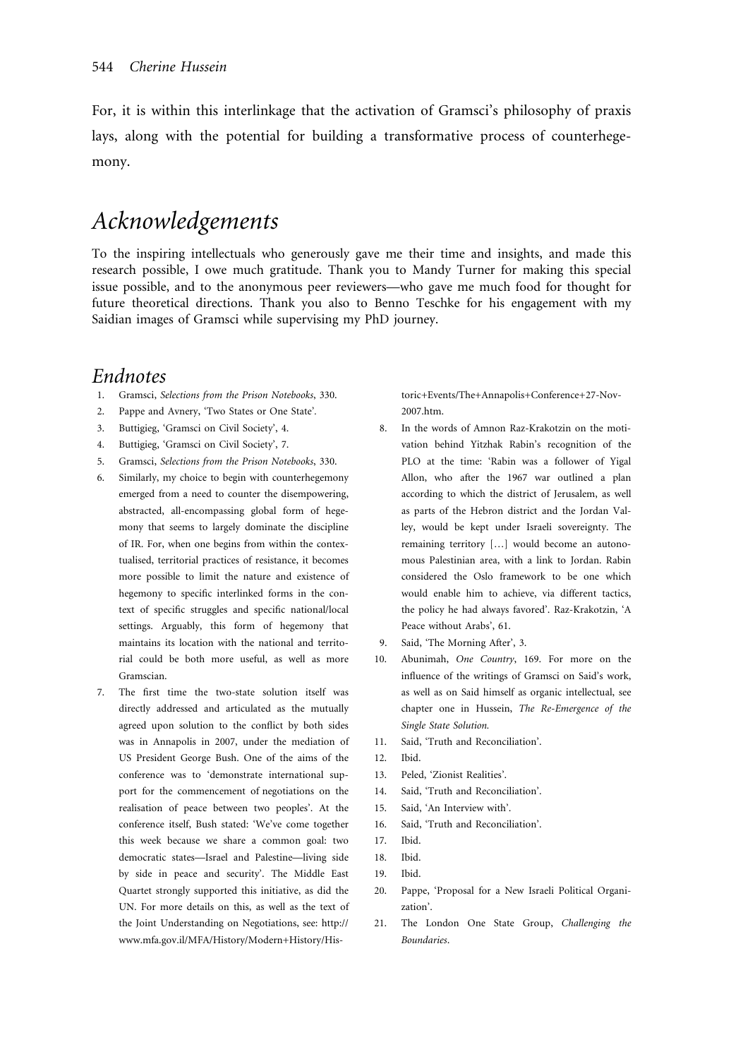For, it is within this interlinkage that the activation of Gramsci's philosophy of praxis lays, along with the potential for building a transformative process of counterhegemony.

## *Acknowledgements*

To the inspiring intellectuals who generously gave me their time and insights, and made this research possible, I owe much gratitude. Thank you to Mandy Turner for making this special issue possible, and to the anonymous peer reviewers—who gave me much food for thought for future theoretical directions. Thank you also to Benno Teschke for his engagement with my Saidian images of Gramsci while supervising my PhD journey.

## *Endnotes*

1. Gramsci, *Selections from the Prison Notebooks*, 330.
2. Pappe and Avnery, 'Two States or One State'.
3. Buttigieg, 'Gramsci on Civil Society', 4.
4. Buttigieg, 'Gramsci on Civil Society', 7.
5. Gramsci, *Selections from the Prison Notebooks*, 330.
6. Similarly, my choice to begin with counterhegemony emerged from a need to counter the disempowering, abstracted, all-encompassing global form of hegemony that seems to largely dominate the discipline of IR. For, when one begins from within the contextualised, territorial practices of resistance, it becomes more possible to limit the nature and existence of hegemony to specific interlinked forms in the context of specific struggles and specific national/local settings. Arguably, this form of hegemony that maintains its location with the national and territorial could be both more useful, as well as more Gramscian.
7. The first time the two-state solution itself was directly addressed and articulated as the mutually agreed upon solution to the conflict by both sides was in Annapolis in 2007, under the mediation of US President George Bush. One of the aims of the conference was to 'demonstrate international support for the commencement of negotiations on the realisation of peace between two peoples'. At the conference itself, Bush stated: 'We've come together this week because we share a common goal: two democratic states—Israel and Palestine—living side by side in peace and security'. The Middle East Quartet strongly supported this initiative, as did the UN. For more details on this, as well as the text of the Joint Understanding on Negotiations, see: http://www.mfa.gov.il/MFA/History/Modern+History/Historic+Events/The+Annapolis+Conference+27-Nov-2007.htm.
8. In the words of Amnon Raz-Krakotzin on the motivation behind Yitzhak Rabin's recognition of the PLO at the time: 'Rabin was a follower of Yigal Allon, who after the 1967 war outlined a plan according to which the district of Jerusalem, as well as parts of the Hebron district and the Jordan Valley, would be kept under Israeli sovereignty. The remaining territory […] would become an autonomous Palestinian area, with a link to Jordan. Rabin considered the Oslo framework to be one which would enable him to achieve, via different tactics, the policy he had always favored'. Raz-Krakotzin, 'A Peace without Arabs', 61.
9. Said, 'The Morning After', 3.
10. Abunimah, *One Country*, 169. For more on the influence of the writings of Gramsci on Said's work, as well as on Said himself as organic intellectual, see chapter one in Hussein, *The Re-Emergence of the Single State Solution.*
11. Said, 'Truth and Reconciliation'.
12. Ibid.
13. Peled, 'Zionist Realities'.
14. Said, 'Truth and Reconciliation'.
15. Said, 'An Interview with'.
16. Said, 'Truth and Reconciliation'.
17. Ibid.
18. Ibid.
19. Ibid.
20. Pappe, 'Proposal for a New Israeli Political Organization'.
21. The London One State Group, *Challenging the Boundaries*.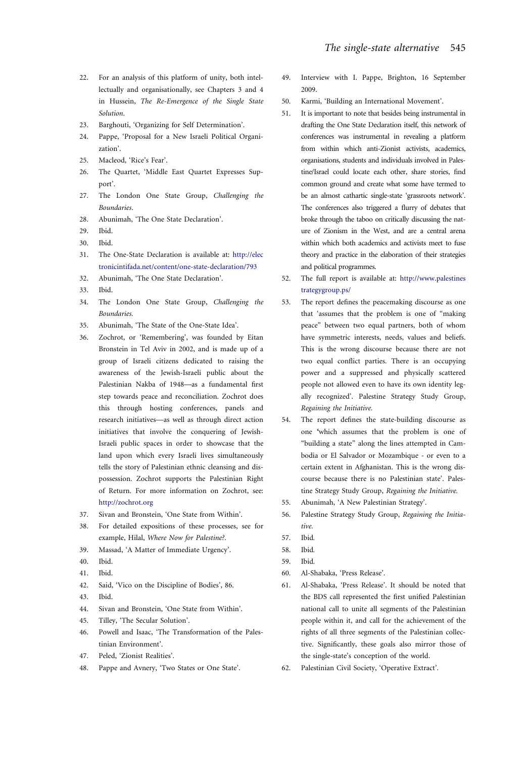22. For an analysis of this platform of unity, both intellectually and organisationally, see Chapters 3 and 4 in Hussein, *The Re-Emergence of the Single State Solution*.
23. Barghouti, 'Organizing for Self Determination'.
24. Pappe, 'Proposal for a New Israeli Political Organization'.
25. Macleod, 'Rice's Fear'.
26. The Quartet, 'Middle East Quartet Expresses Support'.
27. The London One State Group, *Challenging the Boundaries*.
28. Abunimah, 'The One State Declaration'.
29. Ibid.
30. Ibid.
31. The One-State Declaration is available at: http://electronicintifada.net/content/one-state-declaration/793
32. Abunimah, 'The One State Declaration'.
33. Ibid.
34. The London One State Group, *Challenging the Boundaries.*
35. Abunimah, 'The State of the One-State Idea'.
36. Zochrot, or 'Remembering', was founded by Eitan Bronstein in Tel Aviv in 2002, and is made up of a group of Israeli citizens dedicated to raising the awareness of the Jewish-Israeli public about the Palestinian Nakba of 1948—as a fundamental first step towards peace and reconciliation. Zochrot does this through hosting conferences, panels and research initiatives—as well as through direct action initiatives that involve the conquering of Jewish-Israeli public spaces in order to showcase that the land upon which every Israeli lives simultaneously tells the story of Palestinian ethnic cleansing and dispossession. Zochrot supports the Palestinian Right of Return. For more information on Zochrot, see: http://zochrot.org
37. Sivan and Bronstein, 'One State from Within'.
38. For detailed expositions of these processes, see for example, Hilal, *Where Now for Palestine?*.
39. Massad, 'A Matter of Immediate Urgency'.
40. Ibid.
41. Ibid.
42. Said, 'Vico on the Discipline of Bodies', 86.
43. Ibid.
44. Sivan and Bronstein, 'One State from Within'.
45. Tilley, 'The Secular Solution'.
46. Powell and Isaac, 'The Transformation of the Palestinian Environment'.
47. Peled, 'Zionist Realities'.
48. Pappe and Avnery, 'Two States or One State'.
49. Interview with I. Pappe, Brighton, 16 September 2009.
50. Karmi, 'Building an International Movement'.
51. It is important to note that besides being instrumental in drafting the One State Declaration itself, this network of conferences was instrumental in revealing a platform from within which anti-Zionist activists, academics, organisations, students and individuals involved in Palestine/Israel could locate each other, share stories, find common ground and create what some have termed to be an almost cathartic single-state 'grassroots network'. The conferences also triggered a flurry of debates that broke through the taboo on critically discussing the nature of Zionism in the West, and are a central arena within which both academics and activists meet to fuse theory and practice in the elaboration of their strategies and political programmes.
52. The full report is available at: http://www.palestinestrategygroup.ps/
53. The report defines the peacemaking discourse as one that 'assumes that the problem is one of "making peace" between two equal partners, both of whom have symmetric interests, needs, values and beliefs. This is the wrong discourse because there are not two equal conflict parties. There is an occupying power and a suppressed and physically scattered people not allowed even to have its own identity legally recognized'. Palestine Strategy Study Group, *Regaining the Initiative.*
54. The report defines the state-building discourse as one 'which assumes that the problem is one of "building a state" along the lines attempted in Cambodia or El Salvador or Mozambique - or even to a certain extent in Afghanistan. This is the wrong discourse because there is no Palestinian state'. Palestine Strategy Study Group, *Regaining the Initiative.*
55. Abunimah, 'A New Palestinian Strategy'.
56. Palestine Strategy Study Group, *Regaining the Initiative.*
57. Ibid.
58. Ibid.
59. Ibid.
60. Al-Shabaka, 'Press Release'.
61. Al-Shabaka, 'Press Release'. It should be noted that the BDS call represented the first unified Palestinian national call to unite all segments of the Palestinian people within it, and call for the achievement of the rights of all three segments of the Palestinian collective. Significantly, these goals also mirror those of the single-state's conception of the world.
62. Palestinian Civil Society, 'Operative Extract'.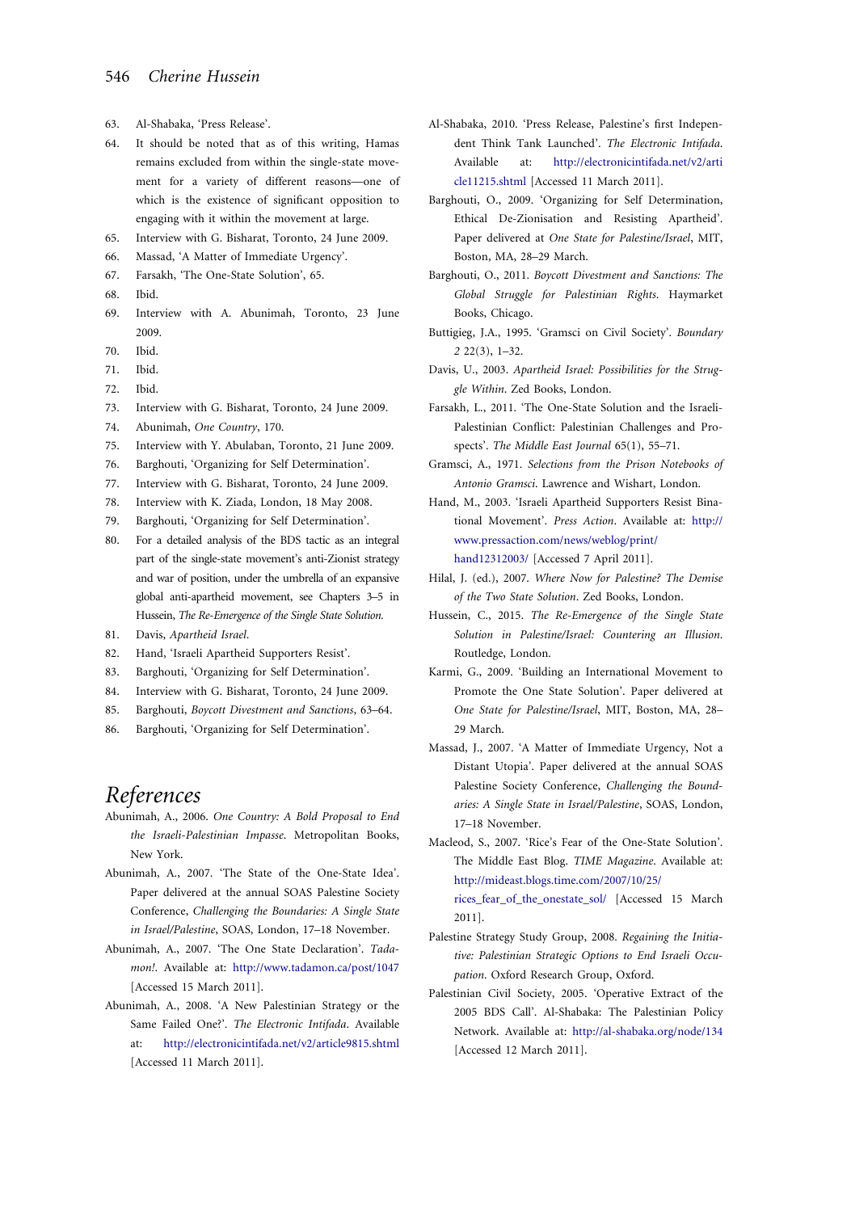63. Al-Shabaka, 'Press Release'.
64. It should be noted that as of this writing, Hamas remains excluded from within the single-state movement for a variety of different reasons—one of which is the existence of significant opposition to engaging with it within the movement at large.
65. Interview with G. Bisharat, Toronto, 24 June 2009.
66. Massad, 'A Matter of Immediate Urgency'.
67. Farsakh, 'The One-State Solution', 65.
68. Ibid.
69. Interview with A. Abunimah, Toronto, 23 June 2009.
70. Ibid.
71. Ibid.
72. Ibid.
73. Interview with G. Bisharat, Toronto, 24 June 2009.
74. Abunimah, *One Country*, 170.
75. Interview with Y. Abulaban, Toronto, 21 June 2009.
76. Barghouti, 'Organizing for Self Determination'.
77. Interview with G. Bisharat, Toronto, 24 June 2009.
78. Interview with K. Ziada, London, 18 May 2008.
79. Barghouti, 'Organizing for Self Determination'.
80. For a detailed analysis of the BDS tactic as an integral part of the single-state movement's anti-Zionist strategy and war of position, under the umbrella of an expansive global anti-apartheid movement, see Chapters 3–5 in Hussein, *The Re-Emergence of the Single State Solution*.
81. Davis, *Apartheid Israel*.
82. Hand, 'Israeli Apartheid Supporters Resist'.
83. Barghouti, 'Organizing for Self Determination'.
84. Interview with G. Bisharat, Toronto, 24 June 2009.
85. Barghouti, *Boycott Divestment and Sanctions*, 63–64.
86. Barghouti, 'Organizing for Self Determination'.

# References

Abunimah, A., 2006. *One Country: A Bold Proposal to End the Israeli-Palestinian Impasse*. Metropolitan Books, New York.

Abunimah, A., 2007. 'The State of the One-State Idea'. Paper delivered at the annual SOAS Palestine Society Conference, *Challenging the Boundaries: A Single State in Israel/Palestine*, SOAS, London, 17–18 November.

Abunimah, A., 2007. 'The One State Declaration'. *Tadamon!*. Available at: http://www.tadamon.ca/post/1047 [Accessed 15 March 2011].

Abunimah, A., 2008. 'A New Palestinian Strategy or the Same Failed One?'. *The Electronic Intifada*. Available at: http://electronicintifada.net/v2/article9815.shtml [Accessed 11 March 2011].

Al-Shabaka, 2010. 'Press Release, Palestine's first Independent Think Tank Launched'. *The Electronic Intifada*. Available at: http://electronicintifada.net/v2/article11215.shtml [Accessed 11 March 2011].

Barghouti, O., 2009. 'Organizing for Self Determination, Ethical De-Zionisation and Resisting Apartheid'. Paper delivered at *One State for Palestine/Israel*, MIT, Boston, MA, 28–29 March.

Barghouti, O., 2011. *Boycott Divestment and Sanctions: The Global Struggle for Palestinian Rights*. Haymarket Books, Chicago.

Buttigieg, J.A., 1995. 'Gramsci on Civil Society'. *Boundary 2* 22(3), 1–32.

Davis, U., 2003. *Apartheid Israel: Possibilities for the Struggle Within*. Zed Books, London.

Farsakh, L., 2011. 'The One-State Solution and the Israeli-Palestinian Conflict: Palestinian Challenges and Prospects'. *The Middle East Journal* 65(1), 55–71.

Gramsci, A., 1971. *Selections from the Prison Notebooks of Antonio Gramsci*. Lawrence and Wishart, London.

Hand, M., 2003. 'Israeli Apartheid Supporters Resist Binational Movement'. *Press Action*. Available at: http://www.pressaction.com/news/weblog/print/hand12312003/ [Accessed 7 April 2011].

Hilal, J. (ed.), 2007. *Where Now for Palestine? The Demise of the Two State Solution*. Zed Books, London.

Hussein, C., 2015. *The Re-Emergence of the Single State Solution in Palestine/Israel: Countering an Illusion*. Routledge, London.

Karmi, G., 2009. 'Building an International Movement to Promote the One State Solution'. Paper delivered at *One State for Palestine/Israel*, MIT, Boston, MA, 28–29 March.

Massad, J., 2007. 'A Matter of Immediate Urgency, Not a Distant Utopia'. Paper delivered at the annual SOAS Palestine Society Conference, *Challenging the Boundaries: A Single State in Israel/Palestine*, SOAS, London, 17–18 November.

Macleod, S., 2007. 'Rice's Fear of the One-State Solution'. The Middle East Blog. *TIME Magazine*. Available at: http://mideast.blogs.time.com/2007/10/25/rices_fear_of_the_onestate_sol/ [Accessed 15 March 2011].

Palestine Strategy Study Group, 2008. *Regaining the Initiative: Palestinian Strategic Options to End Israeli Occupation*. Oxford Research Group, Oxford.

Palestinian Civil Society, 2005. 'Operative Extract of the 2005 BDS Call'. Al-Shabaka: The Palestinian Policy Network. Available at: http://al-shabaka.org/node/134 [Accessed 12 March 2011].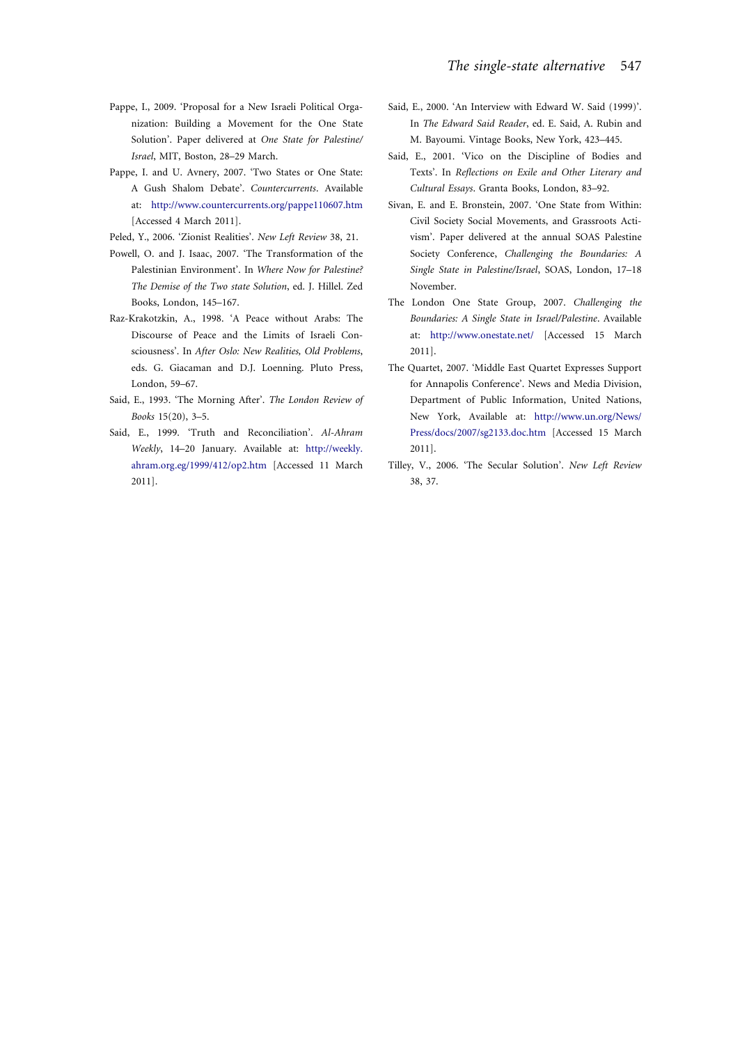Pappe, I., 2009. 'Proposal for a New Israeli Political Organization: Building a Movement for the One State Solution'. Paper delivered at *One State for Palestine/Israel*, MIT, Boston, 28–29 March.

Pappe, I. and U. Avnery, 2007. 'Two States or One State: A Gush Shalom Debate'. *Countercurrents*. Available at: http://www.countercurrents.org/pappe110607.htm [Accessed 4 March 2011].

Peled, Y., 2006. 'Zionist Realities'. *New Left Review* 38, 21.

Powell, O. and J. Isaac, 2007. 'The Transformation of the Palestinian Environment'. In *Where Now for Palestine? The Demise of the Two state Solution*, ed. J. Hillel. Zed Books, London, 145–167.

Raz-Krakotzkin, A., 1998. 'A Peace without Arabs: The Discourse of Peace and the Limits of Israeli Consciousness'. In *After Oslo: New Realities, Old Problems*, eds. G. Giacaman and D.J. Loenning. Pluto Press, London, 59–67.

Said, E., 1993. 'The Morning After'. *The London Review of Books* 15(20), 3–5.

Said, E., 1999. 'Truth and Reconciliation'. *Al-Ahram Weekly*, 14–20 January. Available at: http://weekly.ahram.org.eg/1999/412/op2.htm [Accessed 11 March 2011].

Said, E., 2000. 'An Interview with Edward W. Said (1999)'. In *The Edward Said Reader*, ed. E. Said, A. Rubin and M. Bayoumi. Vintage Books, New York, 423–445.

Said, E., 2001. 'Vico on the Discipline of Bodies and Texts'. In *Reflections on Exile and Other Literary and Cultural Essays*. Granta Books, London, 83–92.

Sivan, E. and E. Bronstein, 2007. 'One State from Within: Civil Society Social Movements, and Grassroots Activism'. Paper delivered at the annual SOAS Palestine Society Conference, *Challenging the Boundaries: A Single State in Palestine/Israel*, SOAS, London, 17–18 November.

The London One State Group, 2007. *Challenging the Boundaries: A Single State in Israel/Palestine*. Available at: http://www.onestate.net/ [Accessed 15 March 2011].

The Quartet, 2007. 'Middle East Quartet Expresses Support for Annapolis Conference'. News and Media Division, Department of Public Information, United Nations, New York, Available at: http://www.un.org/News/Press/docs/2007/sg2133.doc.htm [Accessed 15 March 2011].

Tilley, V., 2006. 'The Secular Solution'. *New Left Review* 38, 37.